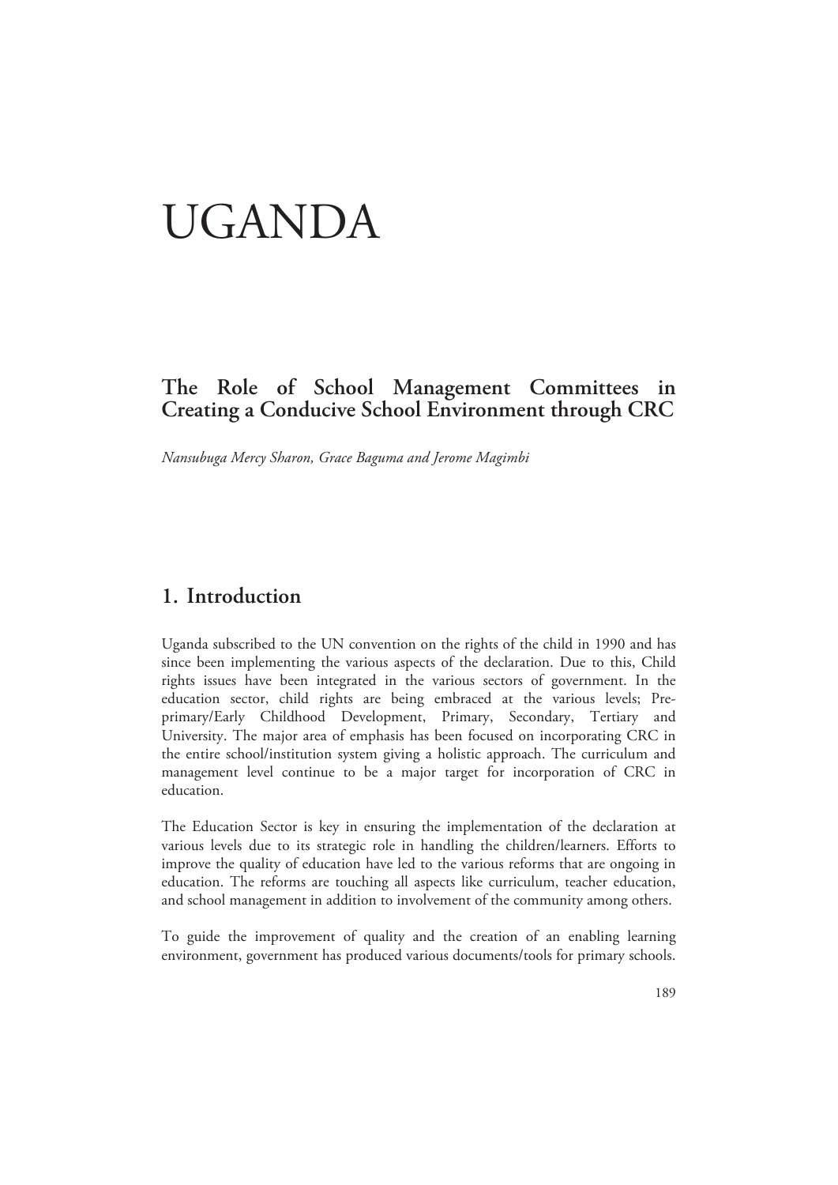# UGANDA

## The Role of School Management Committees in Creating a Conducive School Environment through CRC

*Nansubuga Mercy Sharon, Grace Baguma and Jerome Magimbi*

## 1. Introduction

Uganda subscribed to the UN convention on the rights of the child in 1990 and has since been implementing the various aspects of the declaration. Due to this, Child rights issues have been integrated in the various sectors of government. In the education sector, child rights are being embraced at the various levels; Pre-primary/Early Childhood Development, Primary, Secondary, Tertiary and University. The major area of emphasis has been focused on incorporating CRC in the entire school/institution system giving a holistic approach. The curriculum and management level continue to be a major target for incorporation of CRC in education.

The Education Sector is key in ensuring the implementation of the declaration at various levels due to its strategic role in handling the children/learners. Efforts to improve the quality of education have led to the various reforms that are ongoing in education. The reforms are touching all aspects like curriculum, teacher education, and school management in addition to involvement of the community among others.

To guide the improvement of quality and the creation of an enabling learning environment, government has produced various documents/tools for primary schools.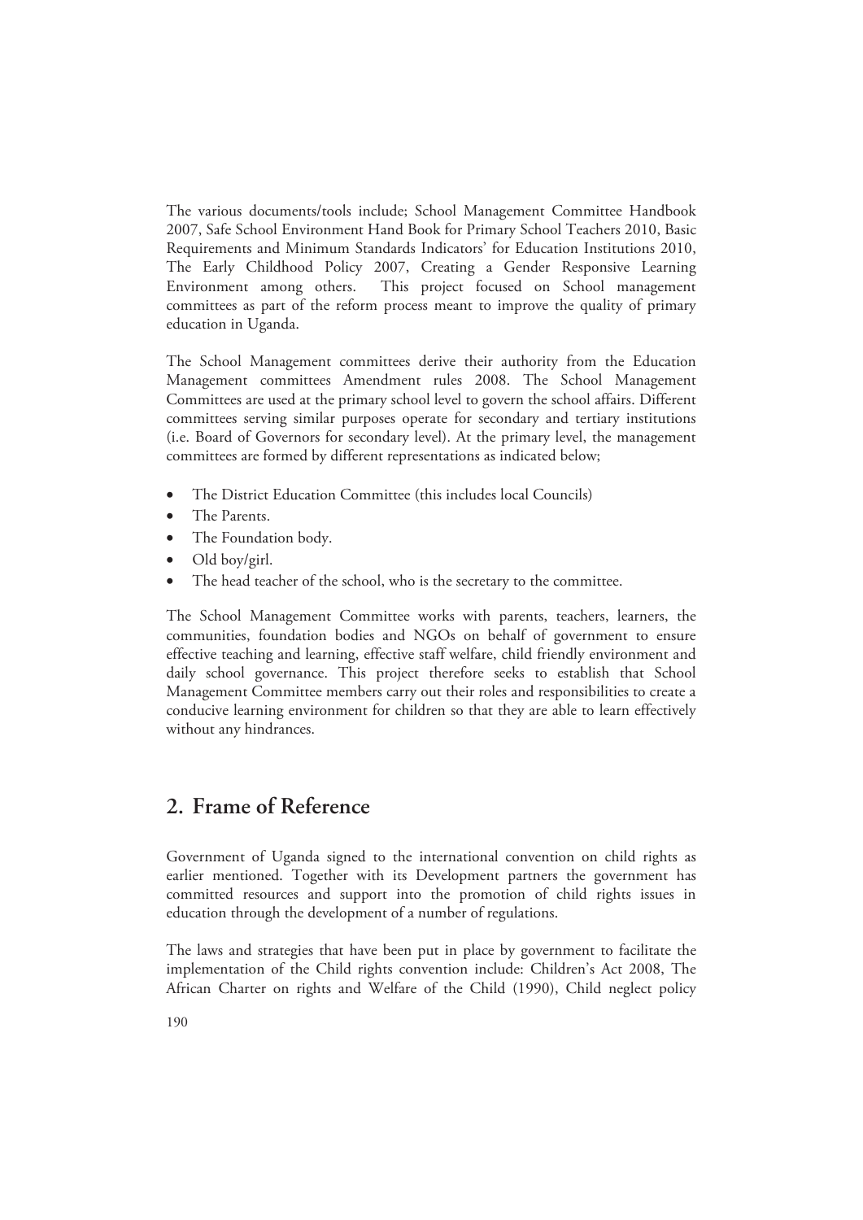The various documents/tools include; School Management Committee Handbook 2007, Safe School Environment Hand Book for Primary School Teachers 2010, Basic Requirements and Minimum Standards Indicators' for Education Institutions 2010, The Early Childhood Policy 2007, Creating a Gender Responsive Learning Environment among others. This project focused on School management committees as part of the reform process meant to improve the quality of primary education in Uganda.

The School Management committees derive their authority from the Education Management committees Amendment rules 2008. The School Management Committees are used at the primary school level to govern the school affairs. Different committees serving similar purposes operate for secondary and tertiary institutions (i.e. Board of Governors for secondary level). At the primary level, the management committees are formed by different representations as indicated below;

- The District Education Committee (this includes local Councils)
- The Parents.
- The Foundation body.
- Old boy/girl.
- The head teacher of the school, who is the secretary to the committee.

The School Management Committee works with parents, teachers, learners, the communities, foundation bodies and NGOs on behalf of government to ensure effective teaching and learning, effective staff welfare, child friendly environment and daily school governance. This project therefore seeks to establish that School Management Committee members carry out their roles and responsibilities to create a conducive learning environment for children so that they are able to learn effectively without any hindrances.

## 2. Frame of Reference

Government of Uganda signed to the international convention on child rights as earlier mentioned. Together with its Development partners the government has committed resources and support into the promotion of child rights issues in education through the development of a number of regulations.

The laws and strategies that have been put in place by government to facilitate the implementation of the Child rights convention include: Children's Act 2008, The African Charter on rights and Welfare of the Child (1990), Child neglect policy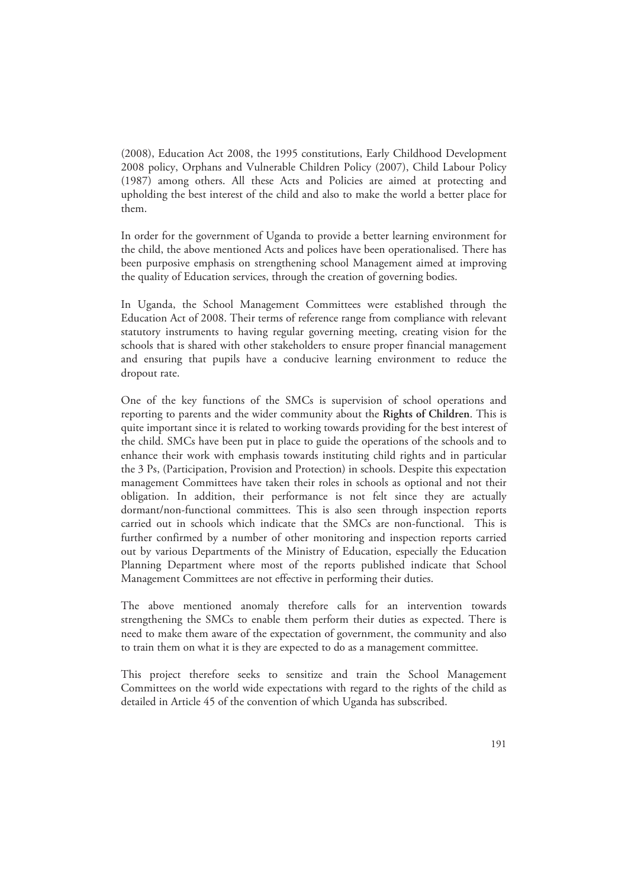(2008), Education Act 2008, the 1995 constitutions, Early Childhood Development 2008 policy, Orphans and Vulnerable Children Policy (2007), Child Labour Policy (1987) among others. All these Acts and Policies are aimed at protecting and upholding the best interest of the child and also to make the world a better place for them.

In order for the government of Uganda to provide a better learning environment for the child, the above mentioned Acts and polices have been operationalised. There has been purposive emphasis on strengthening school Management aimed at improving the quality of Education services, through the creation of governing bodies.

In Uganda, the School Management Committees were established through the Education Act of 2008. Their terms of reference range from compliance with relevant statutory instruments to having regular governing meeting, creating vision for the schools that is shared with other stakeholders to ensure proper financial management and ensuring that pupils have a conducive learning environment to reduce the dropout rate.

One of the key functions of the SMCs is supervision of school operations and reporting to parents and the wider community about the **Rights of Children**. This is quite important since it is related to working towards providing for the best interest of the child. SMCs have been put in place to guide the operations of the schools and to enhance their work with emphasis towards instituting child rights and in particular the 3 Ps, (Participation, Provision and Protection) in schools. Despite this expectation management Committees have taken their roles in schools as optional and not their obligation. In addition, their performance is not felt since they are actually dormant/non-functional committees. This is also seen through inspection reports carried out in schools which indicate that the SMCs are non-functional. This is further confirmed by a number of other monitoring and inspection reports carried out by various Departments of the Ministry of Education, especially the Education Planning Department where most of the reports published indicate that School Management Committees are not effective in performing their duties.

The above mentioned anomaly therefore calls for an intervention towards strengthening the SMCs to enable them perform their duties as expected. There is need to make them aware of the expectation of government, the community and also to train them on what it is they are expected to do as a management committee.

This project therefore seeks to sensitize and train the School Management Committees on the world wide expectations with regard to the rights of the child as detailed in Article 45 of the convention of which Uganda has subscribed.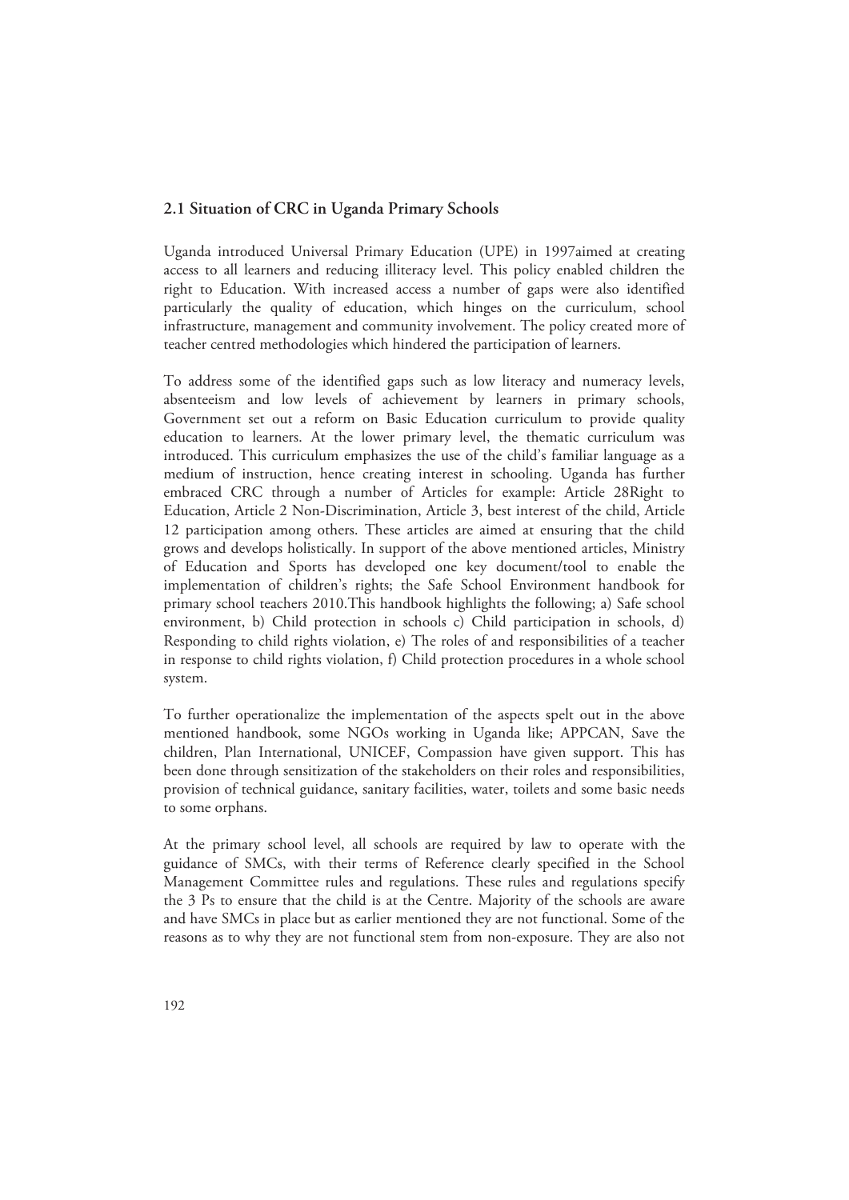## 2.1 Situation of CRC in Uganda Primary Schools

Uganda introduced Universal Primary Education (UPE) in 1997aimed at creating access to all learners and reducing illiteracy level. This policy enabled children the right to Education. With increased access a number of gaps were also identified particularly the quality of education, which hinges on the curriculum, school infrastructure, management and community involvement. The policy created more of teacher centred methodologies which hindered the participation of learners.

To address some of the identified gaps such as low literacy and numeracy levels, absenteeism and low levels of achievement by learners in primary schools, Government set out a reform on Basic Education curriculum to provide quality education to learners. At the lower primary level, the thematic curriculum was introduced. This curriculum emphasizes the use of the child's familiar language as a medium of instruction, hence creating interest in schooling. Uganda has further embraced CRC through a number of Articles for example: Article 28Right to Education, Article 2 Non-Discrimination, Article 3, best interest of the child, Article 12 participation among others. These articles are aimed at ensuring that the child grows and develops holistically. In support of the above mentioned articles, Ministry of Education and Sports has developed one key document/tool to enable the implementation of children's rights; the Safe School Environment handbook for primary school teachers 2010.This handbook highlights the following; a) Safe school environment, b) Child protection in schools c) Child participation in schools, d) Responding to child rights violation, e) The roles of and responsibilities of a teacher in response to child rights violation, f) Child protection procedures in a whole school system.

To further operationalize the implementation of the aspects spelt out in the above mentioned handbook, some NGOs working in Uganda like; APPCAN, Save the children, Plan International, UNICEF, Compassion have given support. This has been done through sensitization of the stakeholders on their roles and responsibilities, provision of technical guidance, sanitary facilities, water, toilets and some basic needs to some orphans.

At the primary school level, all schools are required by law to operate with the guidance of SMCs, with their terms of Reference clearly specified in the School Management Committee rules and regulations. These rules and regulations specify the 3 Ps to ensure that the child is at the Centre. Majority of the schools are aware and have SMCs in place but as earlier mentioned they are not functional. Some of the reasons as to why they are not functional stem from non-exposure. They are also not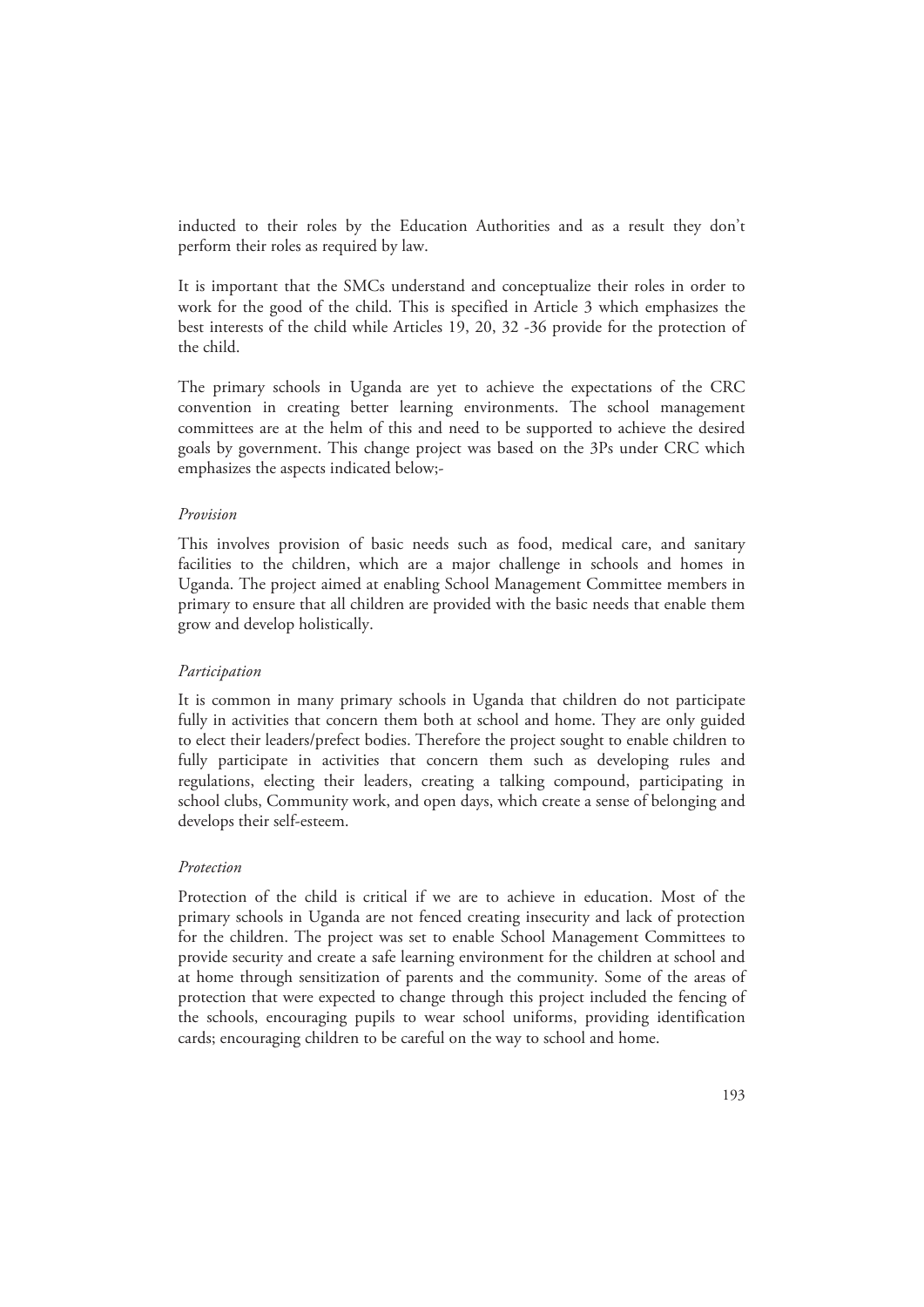inducted to their roles by the Education Authorities and as a result they don't perform their roles as required by law.

It is important that the SMCs understand and conceptualize their roles in order to work for the good of the child. This is specified in Article 3 which emphasizes the best interests of the child while Articles 19, 20, 32 -36 provide for the protection of the child.

The primary schools in Uganda are yet to achieve the expectations of the CRC convention in creating better learning environments. The school management committees are at the helm of this and need to be supported to achieve the desired goals by government. This change project was based on the 3Ps under CRC which emphasizes the aspects indicated below;-

*Provision*

This involves provision of basic needs such as food, medical care, and sanitary facilities to the children, which are a major challenge in schools and homes in Uganda. The project aimed at enabling School Management Committee members in primary to ensure that all children are provided with the basic needs that enable them grow and develop holistically.

*Participation*

It is common in many primary schools in Uganda that children do not participate fully in activities that concern them both at school and home. They are only guided to elect their leaders/prefect bodies. Therefore the project sought to enable children to fully participate in activities that concern them such as developing rules and regulations, electing their leaders, creating a talking compound, participating in school clubs, Community work, and open days, which create a sense of belonging and develops their self-esteem.

*Protection*

Protection of the child is critical if we are to achieve in education. Most of the primary schools in Uganda are not fenced creating insecurity and lack of protection for the children. The project was set to enable School Management Committees to provide security and create a safe learning environment for the children at school and at home through sensitization of parents and the community. Some of the areas of protection that were expected to change through this project included the fencing of the schools, encouraging pupils to wear school uniforms, providing identification cards; encouraging children to be careful on the way to school and home.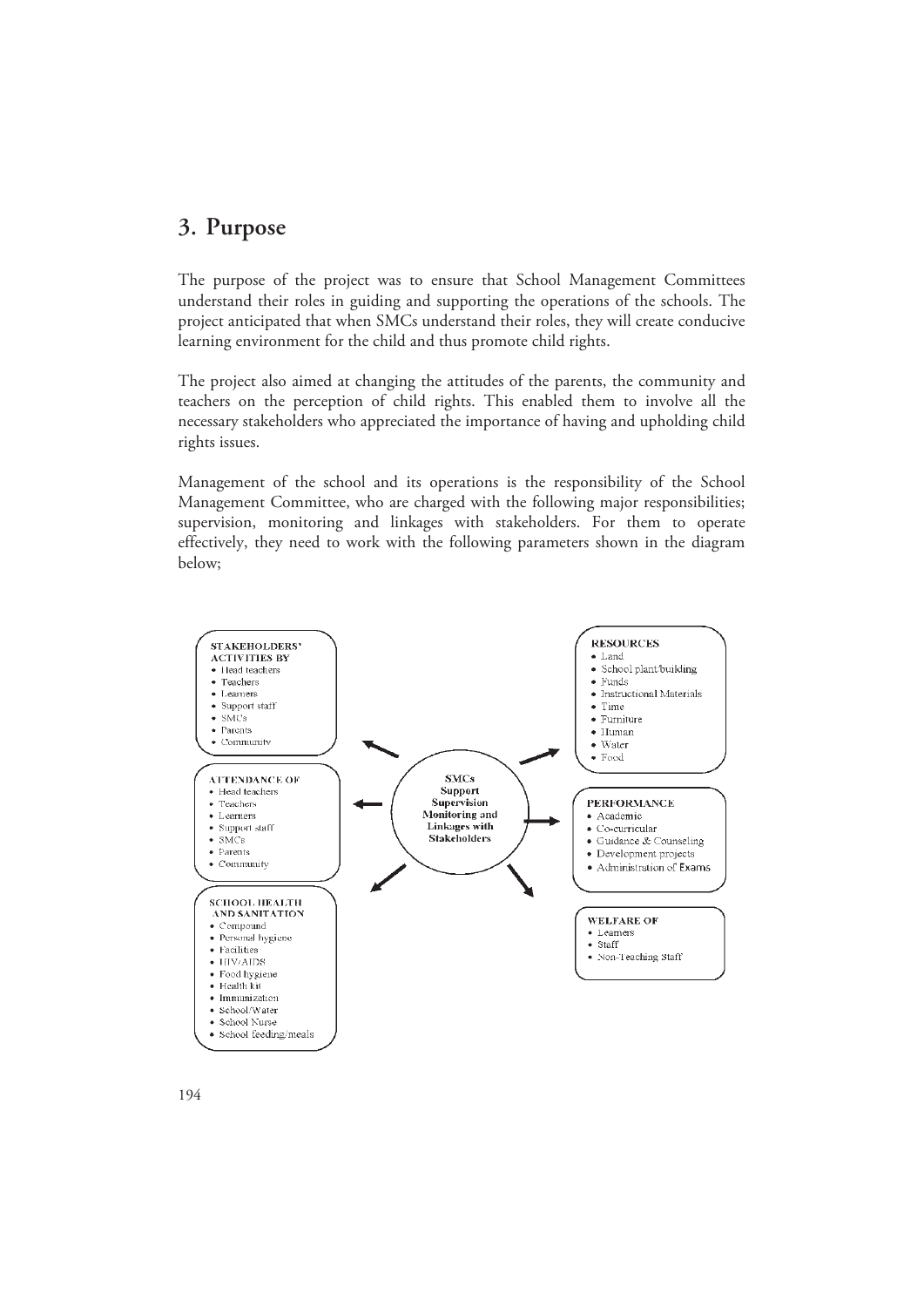## 3. Purpose

The purpose of the project was to ensure that School Management Committees understand their roles in guiding and supporting the operations of the schools. The project anticipated that when SMCs understand their roles, they will create conducive learning environment for the child and thus promote child rights.

The project also aimed at changing the attitudes of the parents, the community and teachers on the perception of child rights. This enabled them to involve all the necessary stakeholders who appreciated the importance of having and upholding child rights issues.

Management of the school and its operations is the responsibility of the School Management Committee, who are charged with the following major responsibilities; supervision, monitoring and linkages with stakeholders. For them to operate effectively, they need to work with the following parameters shown in the diagram below;

**SMCs Support Supervision Monitoring and Linkages with Stakeholders**

**STAKEHOLDERS' ACTIVITIES BY**
- Head teachers
- Teachers
- Learners
- Support staff
- SMCs
- Parents
- Community

**ATTENDANCE OF**
- Head teachers
- Teachers
- Learners
- Support staff
- SMCs
- Parents
- Community

**SCHOOL HEALTH AND SANITATION**
- Compound
- Personal hygiene
- Facilities
- HIV/AIDS
- Food hygiene
- Health kit
- Immunization
- School Water
- School Nurse
- School feeding/meals

**RESOURCES**
- Land
- School plant/building
- Funds
- Instructional Materials
- Time
- Furniture
- Human
- Water
- Food

**PERFORMANCE**
- Academic
- Co-curricular
- Guidance & Counseling
- Development projects
- Administration of Exams

**WELFARE OF**
- Learners
- Staff
- Non-Teaching Staff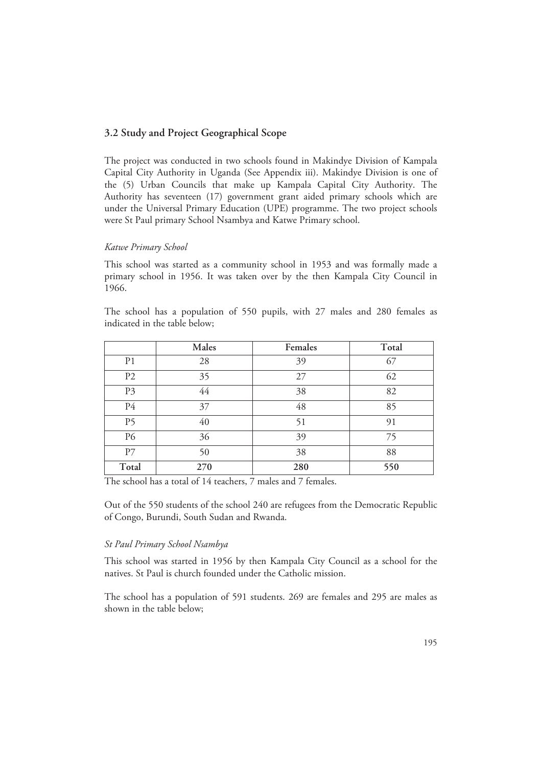## 3.2 Study and Project Geographical Scope

The project was conducted in two schools found in Makindye Division of Kampala Capital City Authority in Uganda (See Appendix iii). Makindye Division is one of the (5) Urban Councils that make up Kampala Capital City Authority. The Authority has seventeen (17) government grant aided primary schools which are under the Universal Primary Education (UPE) programme. The two project schools were St Paul primary School Nsambya and Katwe Primary school.

*Katwe Primary School*

This school was started as a community school in 1953 and was formally made a primary school in 1956. It was taken over by the then Kampala City Council in 1966.

The school has a population of 550 pupils, with 27 males and 280 females as indicated in the table below;

| | Males | Females | Total |
|---|---|---|---|
| P1 | 28 | 39 | 67 |
| P2 | 35 | 27 | 62 |
| P3 | 44 | 38 | 82 |
| P4 | 37 | 48 | 85 |
| P5 | 40 | 51 | 91 |
| P6 | 36 | 39 | 75 |
| P7 | 50 | 38 | 88 |
| **Total** | **270** | **280** | **550** |

The school has a total of 14 teachers, 7 males and 7 females.

Out of the 550 students of the school 240 are refugees from the Democratic Republic of Congo, Burundi, South Sudan and Rwanda.

*St Paul Primary School Nsambya*

This school was started in 1956 by then Kampala City Council as a school for the natives. St Paul is church founded under the Catholic mission.

The school has a population of 591 students. 269 are females and 295 are males as shown in the table below;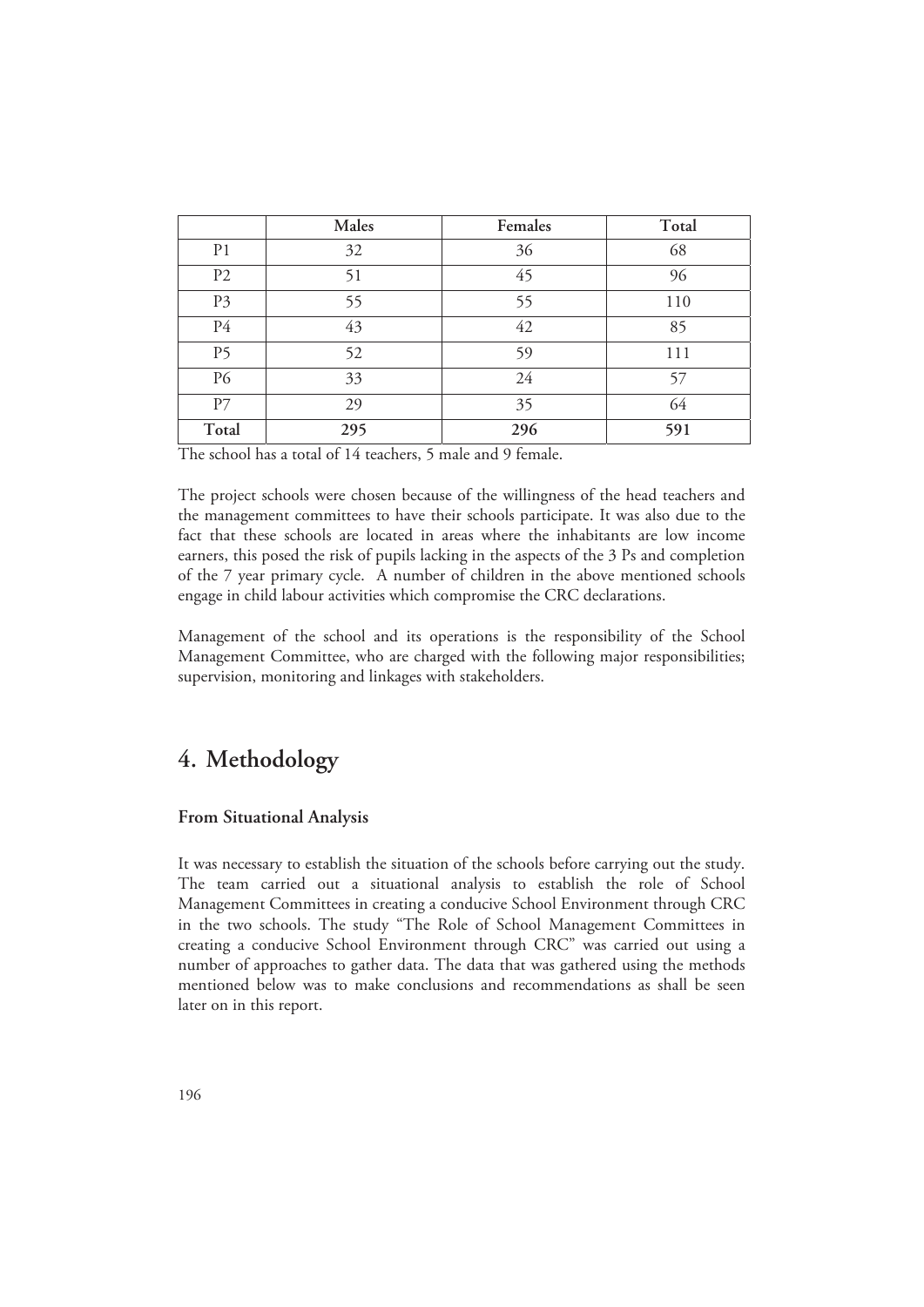|  | Males | Females | Total |
| --- | --- | --- | --- |
| P1 | 32 | 36 | 68 |
| P2 | 51 | 45 | 96 |
| P3 | 55 | 55 | 110 |
| P4 | 43 | 42 | 85 |
| P5 | 52 | 59 | 111 |
| P6 | 33 | 24 | 57 |
| P7 | 29 | 35 | 64 |
| **Total** | **295** | **296** | **591** |

The school has a total of 14 teachers, 5 male and 9 female.

The project schools were chosen because of the willingness of the head teachers and the management committees to have their schools participate. It was also due to the fact that these schools are located in areas where the inhabitants are low income earners, this posed the risk of pupils lacking in the aspects of the 3 Ps and completion of the 7 year primary cycle. A number of children in the above mentioned schools engage in child labour activities which compromise the CRC declarations.

Management of the school and its operations is the responsibility of the School Management Committee, who are charged with the following major responsibilities; supervision, monitoring and linkages with stakeholders.

# 4. Methodology

### From Situational Analysis

It was necessary to establish the situation of the schools before carrying out the study. The team carried out a situational analysis to establish the role of School Management Committees in creating a conducive School Environment through CRC in the two schools. The study "The Role of School Management Committees in creating a conducive School Environment through CRC" was carried out using a number of approaches to gather data. The data that was gathered using the methods mentioned below was to make conclusions and recommendations as shall be seen later on in this report.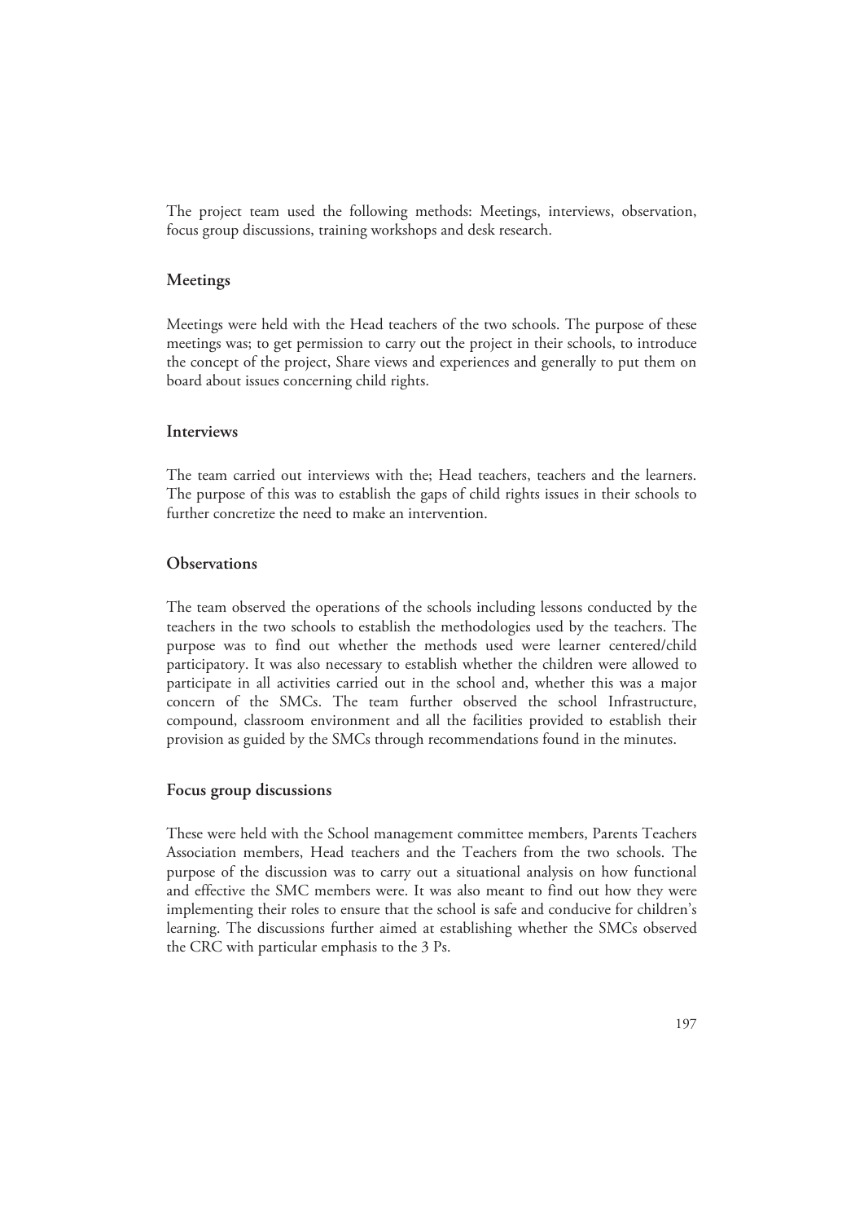The project team used the following methods: Meetings, interviews, observation, focus group discussions, training workshops and desk research.

### Meetings

Meetings were held with the Head teachers of the two schools. The purpose of these meetings was; to get permission to carry out the project in their schools, to introduce the concept of the project, Share views and experiences and generally to put them on board about issues concerning child rights.

### Interviews

The team carried out interviews with the; Head teachers, teachers and the learners. The purpose of this was to establish the gaps of child rights issues in their schools to further concretize the need to make an intervention.

### Observations

The team observed the operations of the schools including lessons conducted by the teachers in the two schools to establish the methodologies used by the teachers. The purpose was to find out whether the methods used were learner centered/child participatory. It was also necessary to establish whether the children were allowed to participate in all activities carried out in the school and, whether this was a major concern of the SMCs. The team further observed the school Infrastructure, compound, classroom environment and all the facilities provided to establish their provision as guided by the SMCs through recommendations found in the minutes.

### Focus group discussions

These were held with the School management committee members, Parents Teachers Association members, Head teachers and the Teachers from the two schools. The purpose of the discussion was to carry out a situational analysis on how functional and effective the SMC members were. It was also meant to find out how they were implementing their roles to ensure that the school is safe and conducive for children's learning. The discussions further aimed at establishing whether the SMCs observed the CRC with particular emphasis to the 3 Ps.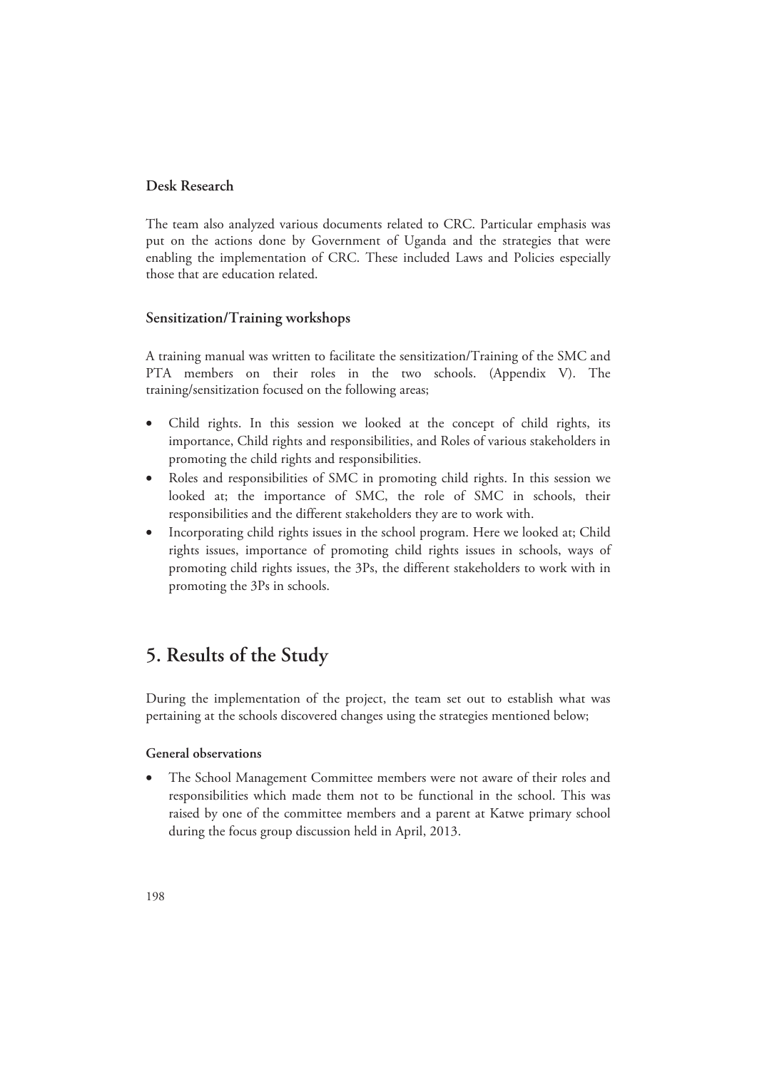### Desk Research

The team also analyzed various documents related to CRC. Particular emphasis was put on the actions done by Government of Uganda and the strategies that were enabling the implementation of CRC. These included Laws and Policies especially those that are education related.

### Sensitization/Training workshops

A training manual was written to facilitate the sensitization/Training of the SMC and PTA members on their roles in the two schools. (Appendix V). The training/sensitization focused on the following areas;

- Child rights. In this session we looked at the concept of child rights, its importance, Child rights and responsibilities, and Roles of various stakeholders in promoting the child rights and responsibilities.
- Roles and responsibilities of SMC in promoting child rights. In this session we looked at; the importance of SMC, the role of SMC in schools, their responsibilities and the different stakeholders they are to work with.
- Incorporating child rights issues in the school program. Here we looked at; Child rights issues, importance of promoting child rights issues in schools, ways of promoting child rights issues, the 3Ps, the different stakeholders to work with in promoting the 3Ps in schools.

## 5. Results of the Study

During the implementation of the project, the team set out to establish what was pertaining at the schools discovered changes using the strategies mentioned below;

#### General observations

- The School Management Committee members were not aware of their roles and responsibilities which made them not to be functional in the school. This was raised by one of the committee members and a parent at Katwe primary school during the focus group discussion held in April, 2013.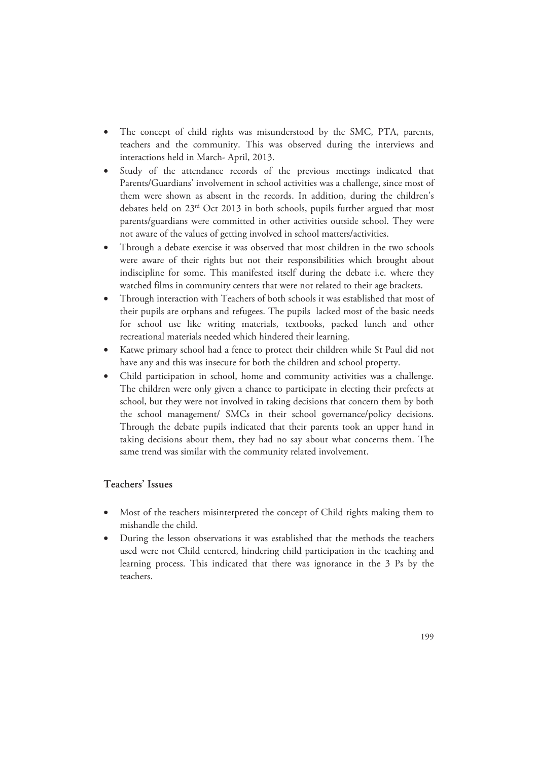- The concept of child rights was misunderstood by the SMC, PTA, parents, teachers and the community. This was observed during the interviews and interactions held in March- April, 2013.
- Study of the attendance records of the previous meetings indicated that Parents/Guardians' involvement in school activities was a challenge, since most of them were shown as absent in the records. In addition, during the children's debates held on 23rd Oct 2013 in both schools, pupils further argued that most parents/guardians were committed in other activities outside school. They were not aware of the values of getting involved in school matters/activities.
- Through a debate exercise it was observed that most children in the two schools were aware of their rights but not their responsibilities which brought about indiscipline for some. This manifested itself during the debate i.e. where they watched films in community centers that were not related to their age brackets.
- Through interaction with Teachers of both schools it was established that most of their pupils are orphans and refugees. The pupils lacked most of the basic needs for school use like writing materials, textbooks, packed lunch and other recreational materials needed which hindered their learning.
- Katwe primary school had a fence to protect their children while St Paul did not have any and this was insecure for both the children and school property.
- Child participation in school, home and community activities was a challenge. The children were only given a chance to participate in electing their prefects at school, but they were not involved in taking decisions that concern them by both the school management/ SMCs in their school governance/policy decisions. Through the debate pupils indicated that their parents took an upper hand in taking decisions about them, they had no say about what concerns them. The same trend was similar with the community related involvement.

### Teachers' Issues

- Most of the teachers misinterpreted the concept of Child rights making them to mishandle the child.
- During the lesson observations it was established that the methods the teachers used were not Child centered, hindering child participation in the teaching and learning process. This indicated that there was ignorance in the 3 Ps by the teachers.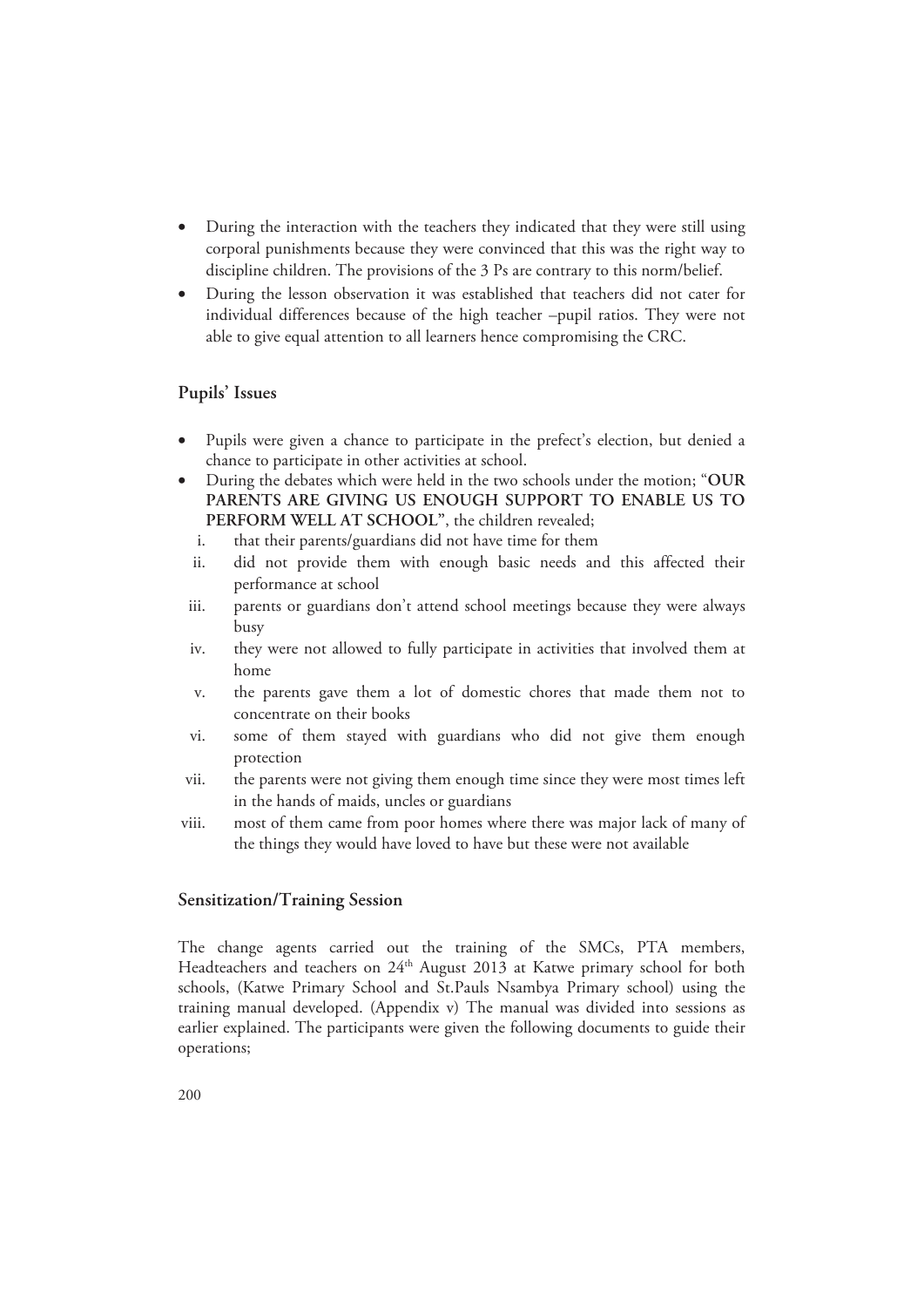- During the interaction with the teachers they indicated that they were still using corporal punishments because they were convinced that this was the right way to discipline children. The provisions of the 3 Ps are contrary to this norm/belief.
- During the lesson observation it was established that teachers did not cater for individual differences because of the high teacher –pupil ratios. They were not able to give equal attention to all learners hence compromising the CRC.

## Pupils' Issues

- Pupils were given a chance to participate in the prefect's election, but denied a chance to participate in other activities at school.
- During the debates which were held in the two schools under the motion; "**OUR PARENTS ARE GIVING US ENOUGH SUPPORT TO ENABLE US TO PERFORM WELL AT SCHOOL**", the children revealed;
  - i. that their parents/guardians did not have time for them
  - ii. did not provide them with enough basic needs and this affected their performance at school
  - iii. parents or guardians don't attend school meetings because they were always busy
  - iv. they were not allowed to fully participate in activities that involved them at home
  - v. the parents gave them a lot of domestic chores that made them not to concentrate on their books
  - vi. some of them stayed with guardians who did not give them enough protection
  - vii. the parents were not giving them enough time since they were most times left in the hands of maids, uncles or guardians
  - viii. most of them came from poor homes where there was major lack of many of the things they would have loved to have but these were not available

## Sensitization/Training Session

The change agents carried out the training of the SMCs, PTA members, Headteachers and teachers on 24th August 2013 at Katwe primary school for both schools, (Katwe Primary School and St.Pauls Nsambya Primary school) using the training manual developed. (Appendix v) The manual was divided into sessions as earlier explained. The participants were given the following documents to guide their operations;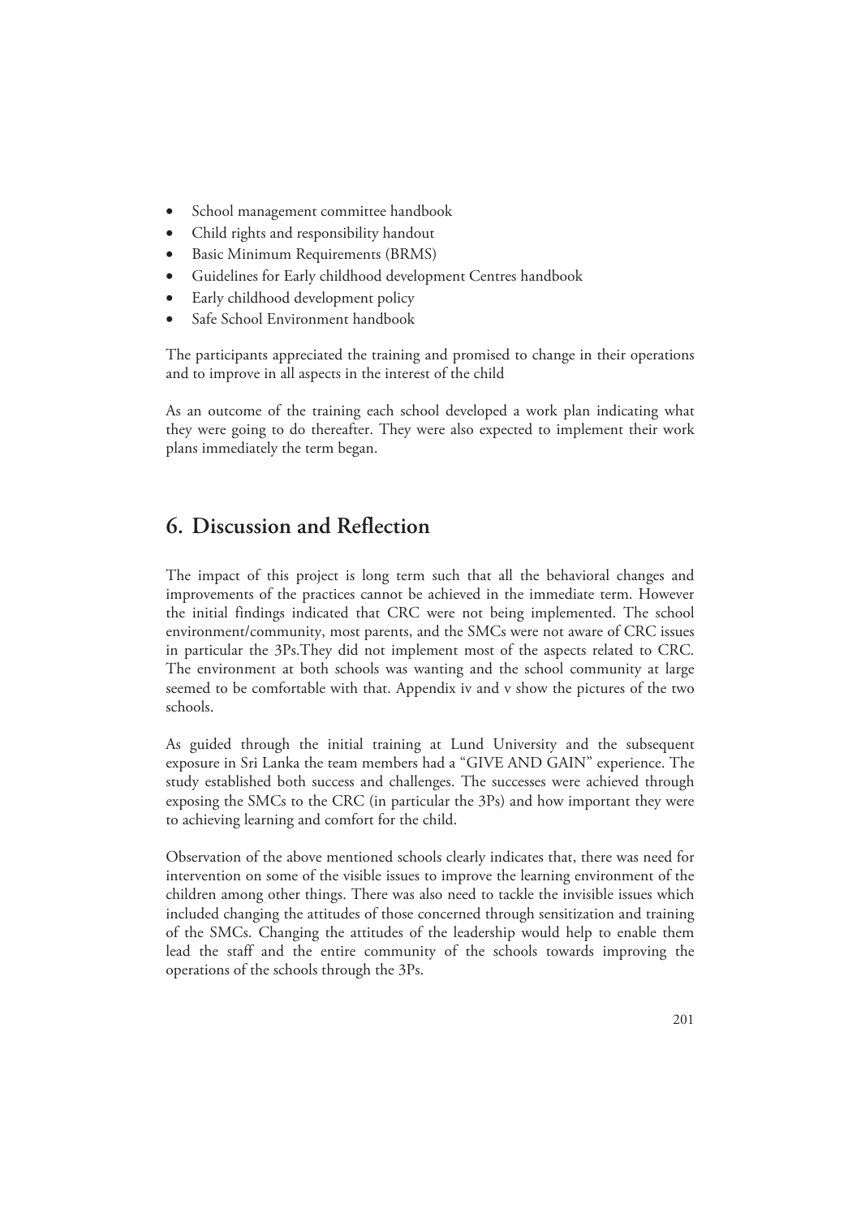- School management committee handbook
- Child rights and responsibility handout
- Basic Minimum Requirements (BRMS)
- Guidelines for Early childhood development Centres handbook
- Early childhood development policy
- Safe School Environment handbook

The participants appreciated the training and promised to change in their operations and to improve in all aspects in the interest of the child

As an outcome of the training each school developed a work plan indicating what they were going to do thereafter. They were also expected to implement their work plans immediately the term began.

## 6. Discussion and Reflection

The impact of this project is long term such that all the behavioral changes and improvements of the practices cannot be achieved in the immediate term. However the initial findings indicated that CRC were not being implemented. The school environment/community, most parents, and the SMCs were not aware of CRC issues in particular the 3Ps.They did not implement most of the aspects related to CRC. The environment at both schools was wanting and the school community at large seemed to be comfortable with that. Appendix iv and v show the pictures of the two schools.

As guided through the initial training at Lund University and the subsequent exposure in Sri Lanka the team members had a "GIVE AND GAIN" experience. The study established both success and challenges. The successes were achieved through exposing the SMCs to the CRC (in particular the 3Ps) and how important they were to achieving learning and comfort for the child.

Observation of the above mentioned schools clearly indicates that, there was need for intervention on some of the visible issues to improve the learning environment of the children among other things. There was also need to tackle the invisible issues which included changing the attitudes of those concerned through sensitization and training of the SMCs. Changing the attitudes of the leadership would help to enable them lead the staff and the entire community of the schools towards improving the operations of the schools through the 3Ps.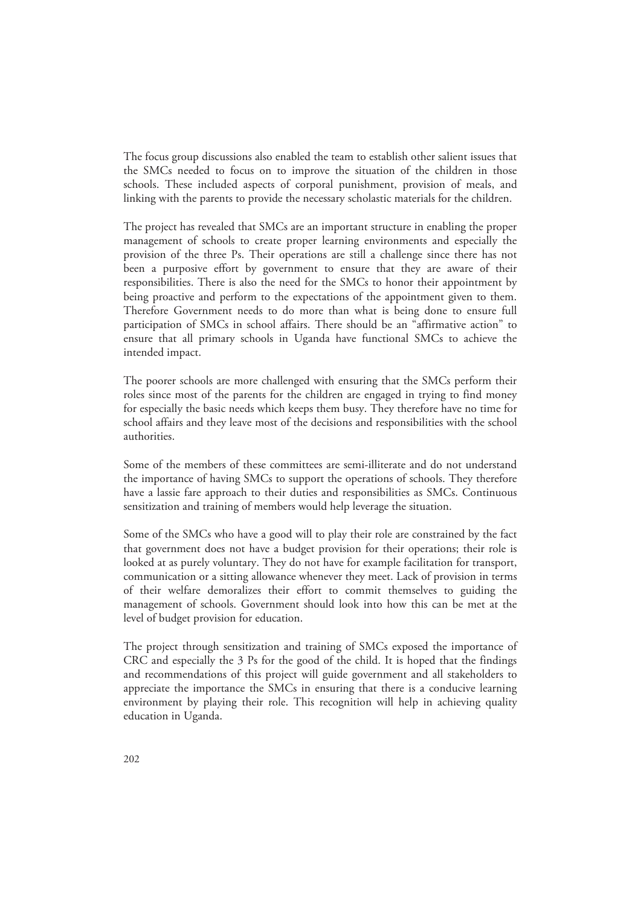The focus group discussions also enabled the team to establish other salient issues that the SMCs needed to focus on to improve the situation of the children in those schools. These included aspects of corporal punishment, provision of meals, and linking with the parents to provide the necessary scholastic materials for the children.

The project has revealed that SMCs are an important structure in enabling the proper management of schools to create proper learning environments and especially the provision of the three Ps. Their operations are still a challenge since there has not been a purposive effort by government to ensure that they are aware of their responsibilities. There is also the need for the SMCs to honor their appointment by being proactive and perform to the expectations of the appointment given to them. Therefore Government needs to do more than what is being done to ensure full participation of SMCs in school affairs. There should be an "affirmative action" to ensure that all primary schools in Uganda have functional SMCs to achieve the intended impact.

The poorer schools are more challenged with ensuring that the SMCs perform their roles since most of the parents for the children are engaged in trying to find money for especially the basic needs which keeps them busy. They therefore have no time for school affairs and they leave most of the decisions and responsibilities with the school authorities.

Some of the members of these committees are semi-illiterate and do not understand the importance of having SMCs to support the operations of schools. They therefore have a lassie fare approach to their duties and responsibilities as SMCs. Continuous sensitization and training of members would help leverage the situation.

Some of the SMCs who have a good will to play their role are constrained by the fact that government does not have a budget provision for their operations; their role is looked at as purely voluntary. They do not have for example facilitation for transport, communication or a sitting allowance whenever they meet. Lack of provision in terms of their welfare demoralizes their effort to commit themselves to guiding the management of schools. Government should look into how this can be met at the level of budget provision for education.

The project through sensitization and training of SMCs exposed the importance of CRC and especially the 3 Ps for the good of the child. It is hoped that the findings and recommendations of this project will guide government and all stakeholders to appreciate the importance the SMCs in ensuring that there is a conducive learning environment by playing their role. This recognition will help in achieving quality education in Uganda.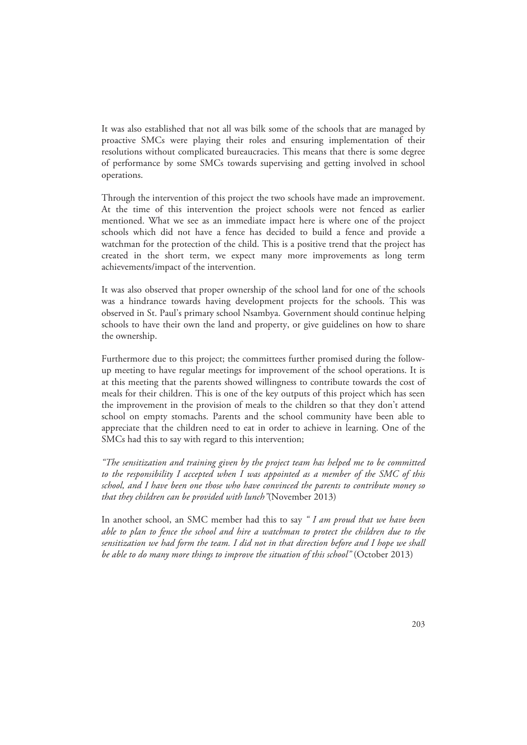It was also established that not all was bilk some of the schools that are managed by proactive SMCs were playing their roles and ensuring implementation of their resolutions without complicated bureaucracies. This means that there is some degree of performance by some SMCs towards supervising and getting involved in school operations.

Through the intervention of this project the two schools have made an improvement. At the time of this intervention the project schools were not fenced as earlier mentioned. What we see as an immediate impact here is where one of the project schools which did not have a fence has decided to build a fence and provide a watchman for the protection of the child. This is a positive trend that the project has created in the short term, we expect many more improvements as long term achievements/impact of the intervention.

It was also observed that proper ownership of the school land for one of the schools was a hindrance towards having development projects for the schools. This was observed in St. Paul's primary school Nsambya. Government should continue helping schools to have their own the land and property, or give guidelines on how to share the ownership.

Furthermore due to this project; the committees further promised during the follow-up meeting to have regular meetings for improvement of the school operations. It is at this meeting that the parents showed willingness to contribute towards the cost of meals for their children. This is one of the key outputs of this project which has seen the improvement in the provision of meals to the children so that they don't attend school on empty stomachs. Parents and the school community have been able to appreciate that the children need to eat in order to achieve in learning. One of the SMCs had this to say with regard to this intervention;

*"The sensitization and training given by the project team has helped me to be committed to the responsibility I accepted when I was appointed as a member of the SMC of this school, and I have been one those who have convinced the parents to contribute money so that they children can be provided with lunch"*(November 2013)

In another school, an SMC member had this to say *" I am proud that we have been able to plan to fence the school and hire a watchman to protect the children due to the sensitization we had form the team. I did not in that direction before and I hope we shall be able to do many more things to improve the situation of this school"* (October 2013)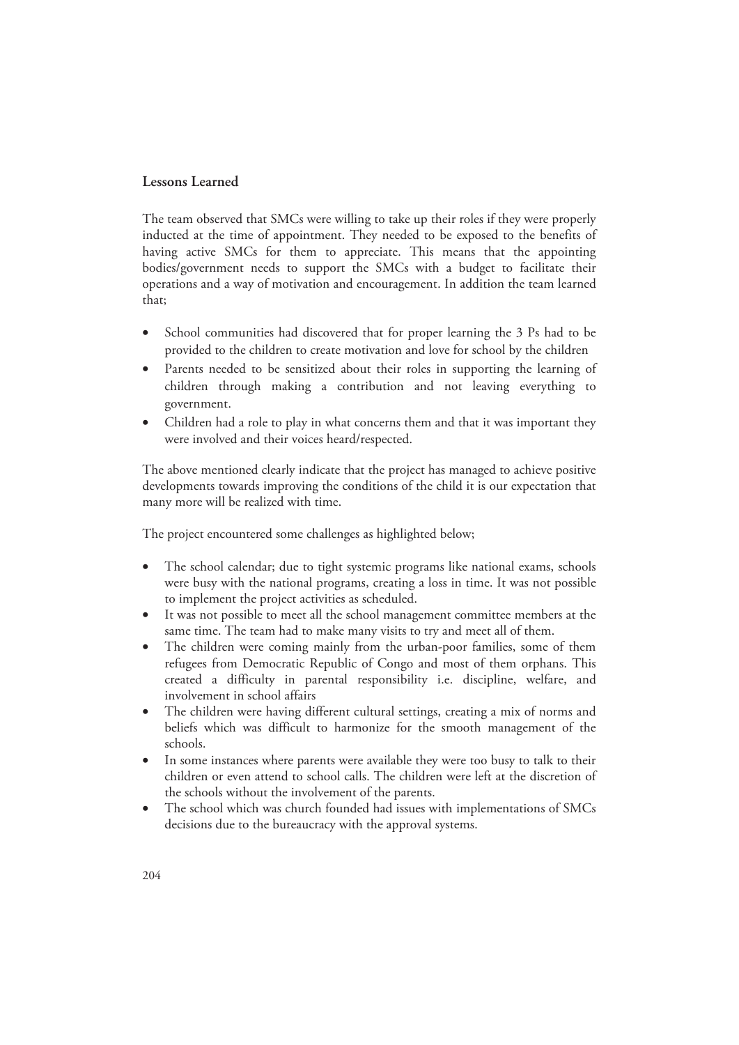## Lessons Learned

The team observed that SMCs were willing to take up their roles if they were properly inducted at the time of appointment. They needed to be exposed to the benefits of having active SMCs for them to appreciate. This means that the appointing bodies/government needs to support the SMCs with a budget to facilitate their operations and a way of motivation and encouragement. In addition the team learned that;

- School communities had discovered that for proper learning the 3 Ps had to be provided to the children to create motivation and love for school by the children
- Parents needed to be sensitized about their roles in supporting the learning of children through making a contribution and not leaving everything to government.
- Children had a role to play in what concerns them and that it was important they were involved and their voices heard/respected.

The above mentioned clearly indicate that the project has managed to achieve positive developments towards improving the conditions of the child it is our expectation that many more will be realized with time.

The project encountered some challenges as highlighted below;

- The school calendar; due to tight systemic programs like national exams, schools were busy with the national programs, creating a loss in time. It was not possible to implement the project activities as scheduled.
- It was not possible to meet all the school management committee members at the same time. The team had to make many visits to try and meet all of them.
- The children were coming mainly from the urban-poor families, some of them refugees from Democratic Republic of Congo and most of them orphans. This created a difficulty in parental responsibility i.e. discipline, welfare, and involvement in school affairs
- The children were having different cultural settings, creating a mix of norms and beliefs which was difficult to harmonize for the smooth management of the schools.
- In some instances where parents were available they were too busy to talk to their children or even attend to school calls. The children were left at the discretion of the schools without the involvement of the parents.
- The school which was church founded had issues with implementations of SMCs decisions due to the bureaucracy with the approval systems.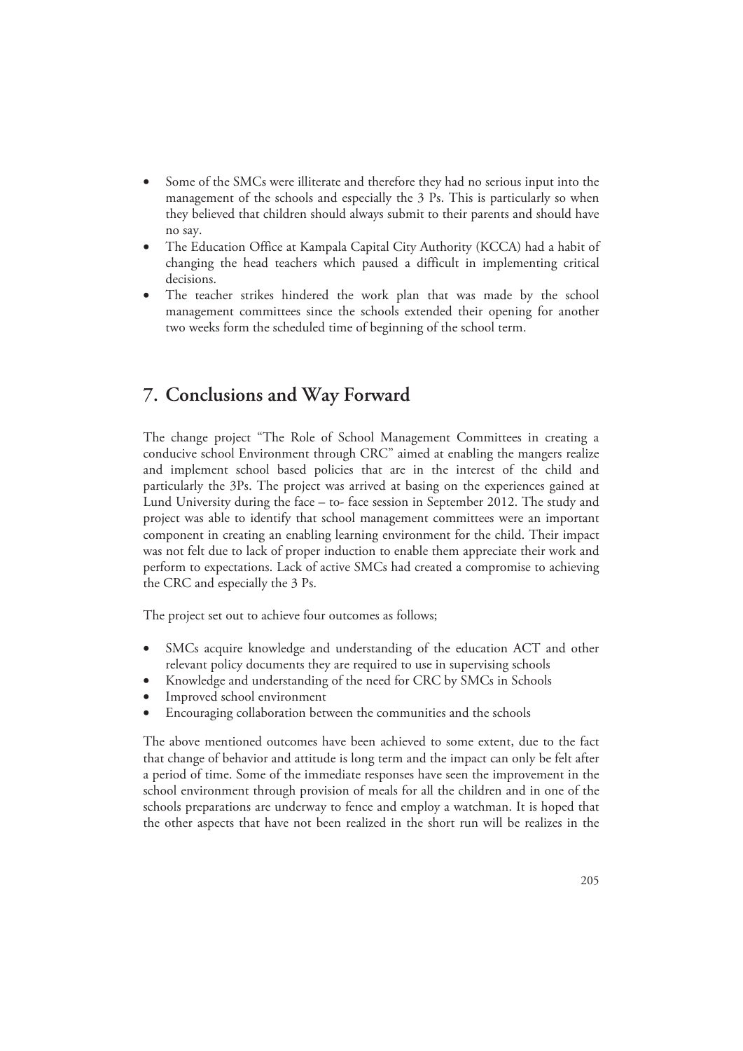- Some of the SMCs were illiterate and therefore they had no serious input into the management of the schools and especially the 3 Ps. This is particularly so when they believed that children should always submit to their parents and should have no say.
- The Education Office at Kampala Capital City Authority (KCCA) had a habit of changing the head teachers which paused a difficult in implementing critical decisions.
- The teacher strikes hindered the work plan that was made by the school management committees since the schools extended their opening for another two weeks form the scheduled time of beginning of the school term.

## 7. Conclusions and Way Forward

The change project "The Role of School Management Committees in creating a conducive school Environment through CRC" aimed at enabling the mangers realize and implement school based policies that are in the interest of the child and particularly the 3Ps. The project was arrived at basing on the experiences gained at Lund University during the face – to- face session in September 2012. The study and project was able to identify that school management committees were an important component in creating an enabling learning environment for the child. Their impact was not felt due to lack of proper induction to enable them appreciate their work and perform to expectations. Lack of active SMCs had created a compromise to achieving the CRC and especially the 3 Ps.

The project set out to achieve four outcomes as follows;

- SMCs acquire knowledge and understanding of the education ACT and other relevant policy documents they are required to use in supervising schools
- Knowledge and understanding of the need for CRC by SMCs in Schools
- Improved school environment
- Encouraging collaboration between the communities and the schools

The above mentioned outcomes have been achieved to some extent, due to the fact that change of behavior and attitude is long term and the impact can only be felt after a period of time. Some of the immediate responses have seen the improvement in the school environment through provision of meals for all the children and in one of the schools preparations are underway to fence and employ a watchman. It is hoped that the other aspects that have not been realized in the short run will be realizes in the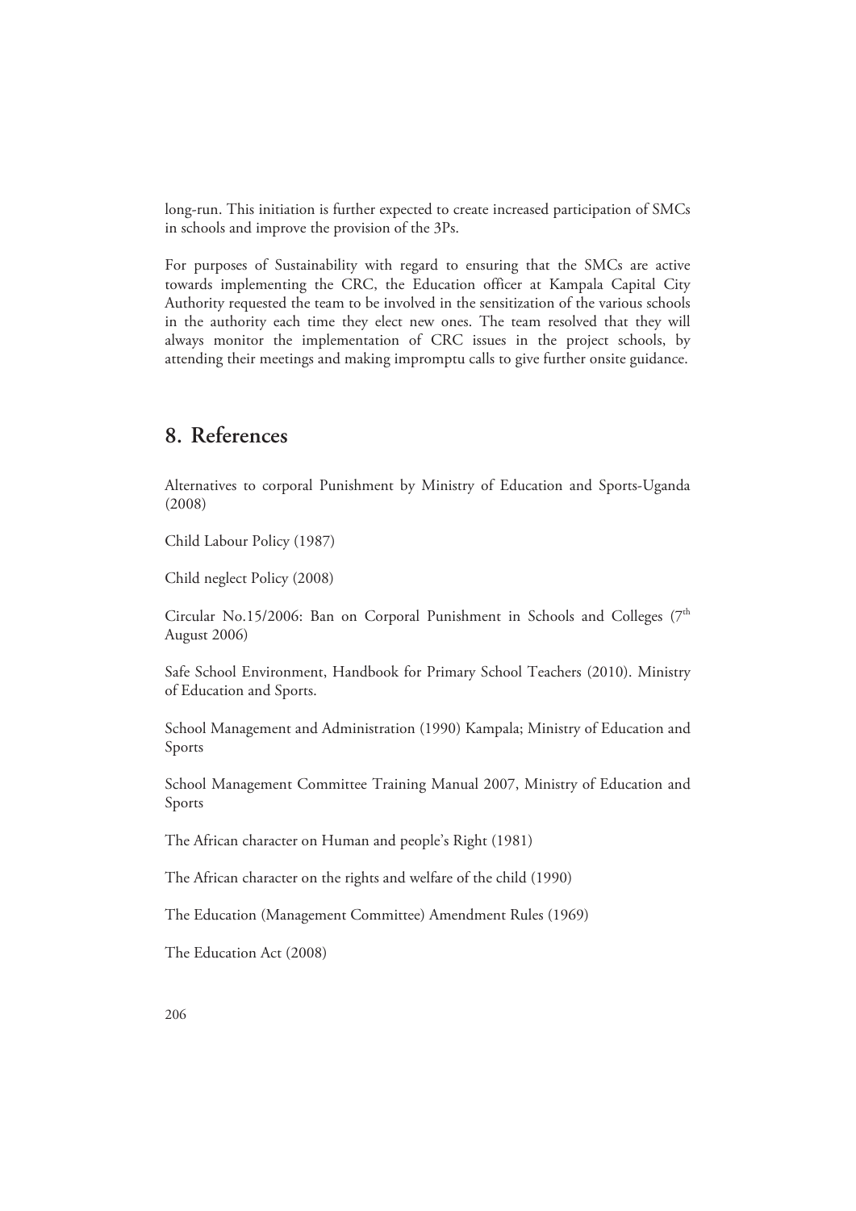long-run. This initiation is further expected to create increased participation of SMCs in schools and improve the provision of the 3Ps.

For purposes of Sustainability with regard to ensuring that the SMCs are active towards implementing the CRC, the Education officer at Kampala Capital City Authority requested the team to be involved in the sensitization of the various schools in the authority each time they elect new ones. The team resolved that they will always monitor the implementation of CRC issues in the project schools, by attending their meetings and making impromptu calls to give further onsite guidance.

## 8. References

Alternatives to corporal Punishment by Ministry of Education and Sports-Uganda (2008)

Child Labour Policy (1987)

Child neglect Policy (2008)

Circular No.15/2006: Ban on Corporal Punishment in Schools and Colleges (7th August 2006)

Safe School Environment, Handbook for Primary School Teachers (2010). Ministry of Education and Sports.

School Management and Administration (1990) Kampala; Ministry of Education and Sports

School Management Committee Training Manual 2007, Ministry of Education and Sports

The African character on Human and people's Right (1981)

The African character on the rights and welfare of the child (1990)

The Education (Management Committee) Amendment Rules (1969)

The Education Act (2008)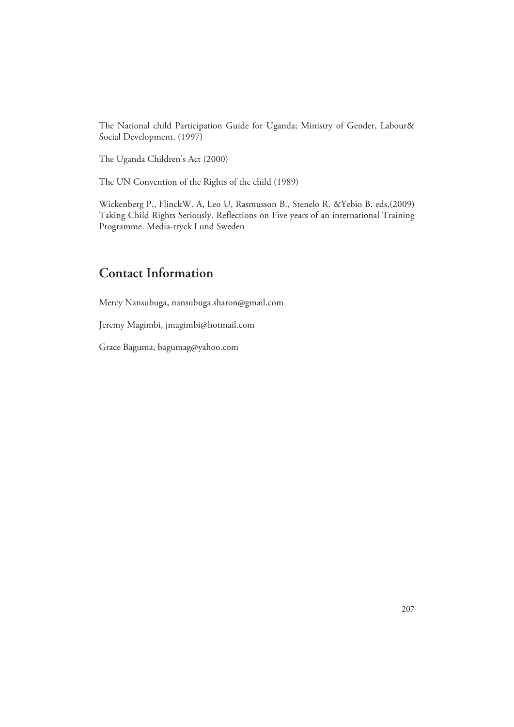The National child Participation Guide for Uganda; Ministry of Gender, Labour& Social Development. (1997)

The Uganda Children's Act (2000)

The UN Convention of the Rights of the child (1989)

Wickenberg P., FlinckW. A, Leo U, Rasmusson B., Stenelo R. &Yebio B. eds,(2009) Taking Child Rights Seriously. Reflections on Five years of an international Training Programme. Media-tryck Lund Sweden

## Contact Information

Mercy Nansubuga, nansubuga.sharon@gmail.com

Jeremy Magimbi, jmagimbi@hotmail.com

Grace Baguma, bagumag@yahoo.com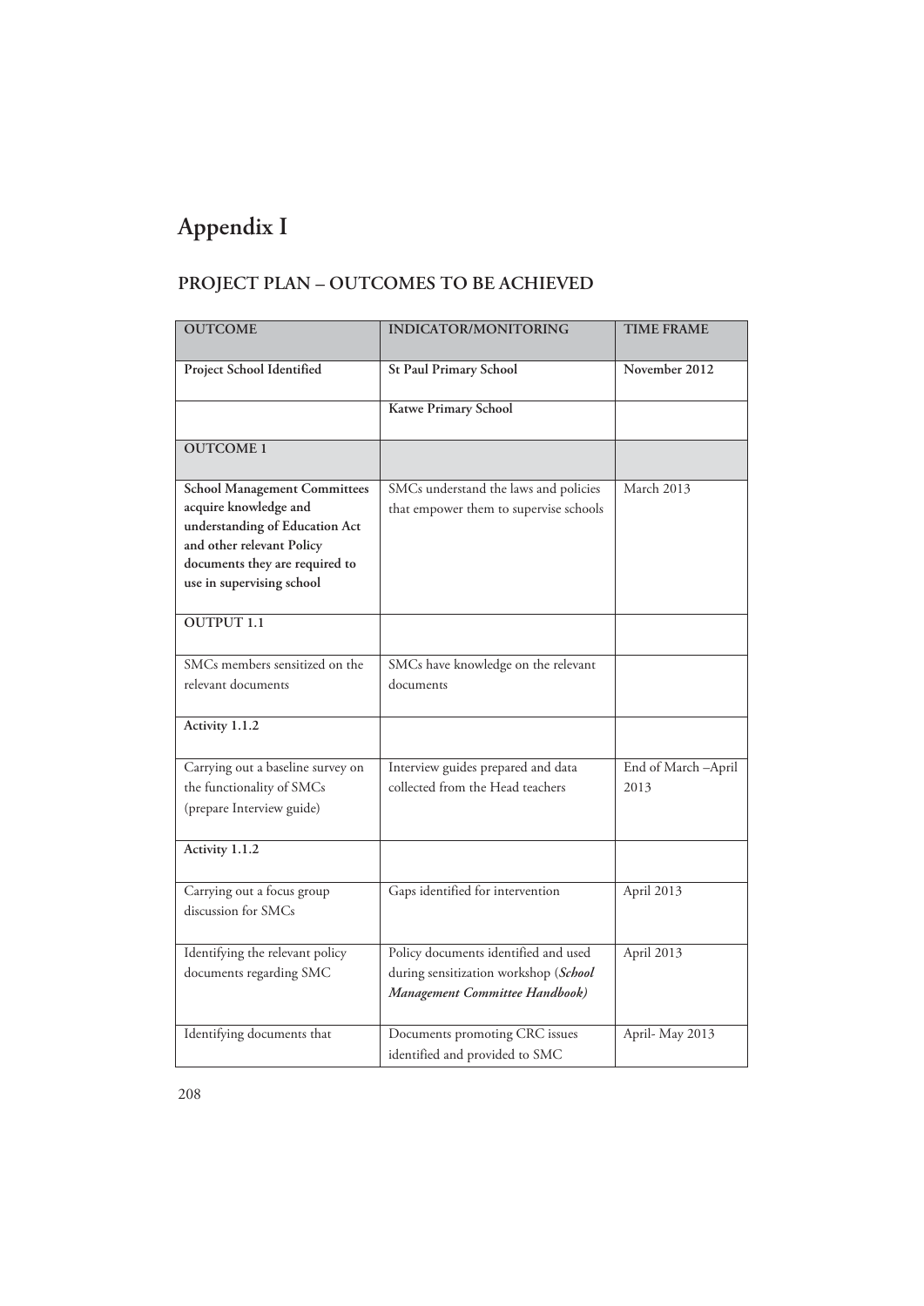# Appendix I

## PROJECT PLAN – OUTCOMES TO BE ACHIEVED

| OUTCOME | INDICATOR/MONITORING | TIME FRAME |
|---|---|---|
| **Project School Identified** | **St Paul Primary School** | **November 2012** |
| | **Katwe Primary School** | |
| **OUTCOME 1** | | |
| **School Management Committees acquire knowledge and understanding of Education Act and other relevant Policy documents they are required to use in supervising school** | SMCs understand the laws and policies that empower them to supervise schools | March 2013 |
| **OUTPUT 1.1** | | |
| SMCs members sensitized on the relevant documents | SMCs have knowledge on the relevant documents | |
| **Activity 1.1.2** | | |
| Carrying out a baseline survey on the functionality of SMCs (prepare Interview guide) | Interview guides prepared and data collected from the Head teachers | End of March –April 2013 |
| **Activity 1.1.2** | | |
| Carrying out a focus group discussion for SMCs | Gaps identified for intervention | April 2013 |
| Identifying the relevant policy documents regarding SMC | Policy documents identified and used during sensitization workshop (***School Management Committee Handbook)*** | April 2013 |
| Identifying documents that | Documents promoting CRC issues identified and provided to SMC | April- May 2013 |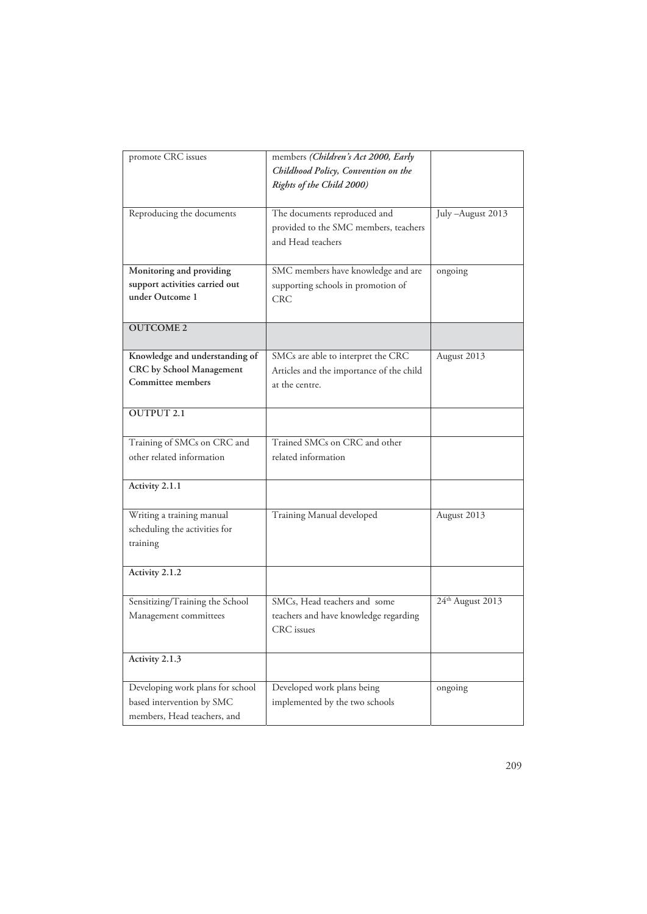| promote CRC issues | members *(Children's Act 2000, Early Childhood Policy, Convention on the Rights of the Child 2000)* | |
|---|---|---|
| Reproducing the documents | The documents reproduced and provided to the SMC members, teachers and Head teachers | July –August 2013 |
| **Monitoring and providing support activities carried out under Outcome 1** | SMC members have knowledge and are supporting schools in promotion of CRC | ongoing |
| **OUTCOME 2** | | |
| **Knowledge and understanding of CRC by School Management Committee members** | SMCs are able to interpret the CRC Articles and the importance of the child at the centre. | August 2013 |
| **OUTPUT 2.1** | | |
| Training of SMCs on CRC and other related information | Trained SMCs on CRC and other related information | |
| **Activity 2.1.1** | | |
| Writing a training manual scheduling the activities for training | Training Manual developed | August 2013 |
| **Activity 2.1.2** | | |
| Sensitizing/Training the School Management committees | SMCs, Head teachers and some teachers and have knowledge regarding CRC issues | 24th August 2013 |
| **Activity 2.1.3** | | |
| Developing work plans for school based intervention by SMC members, Head teachers, and | Developed work plans being implemented by the two schools | ongoing |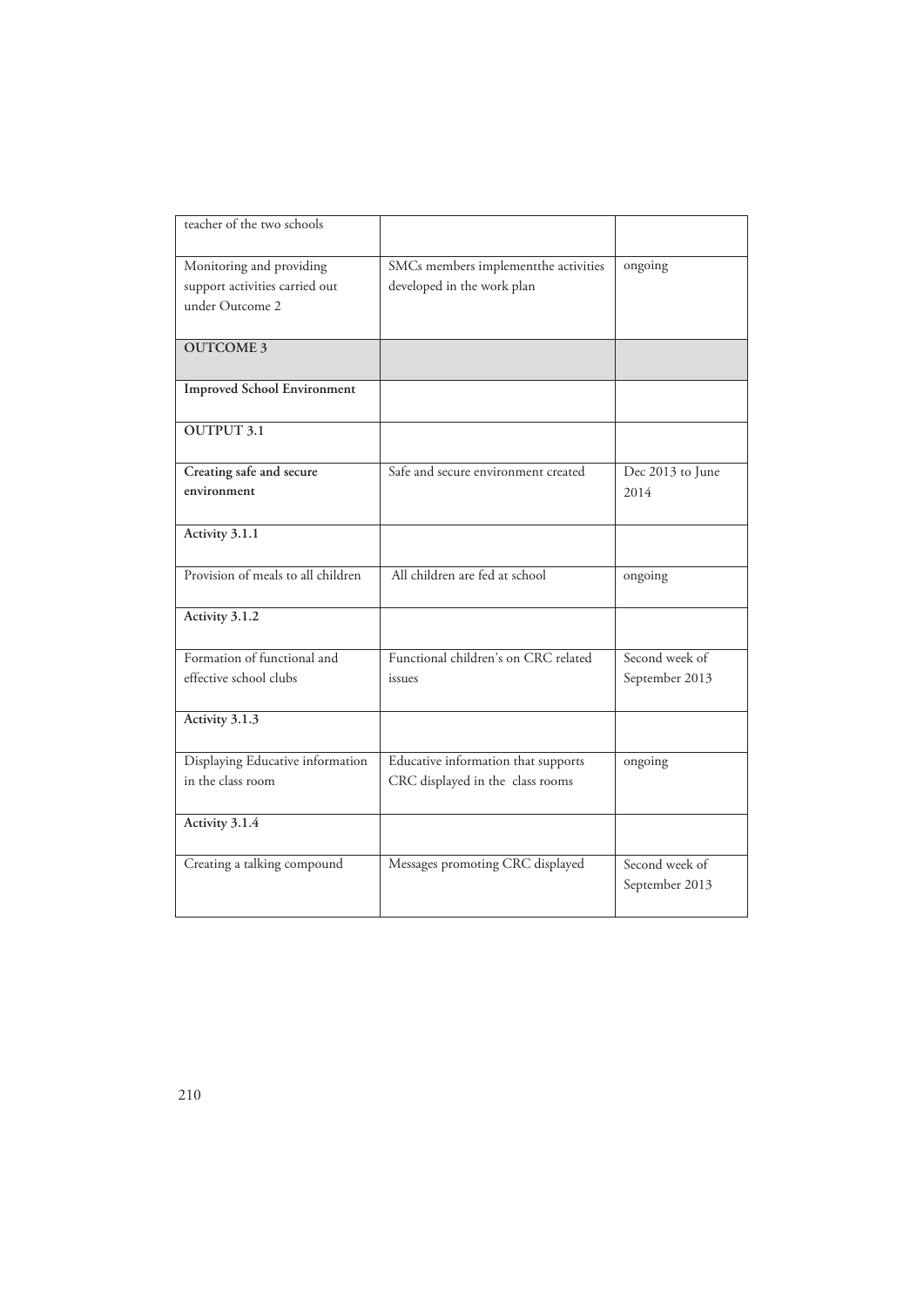| teacher of the two schools | | |
|---|---|---|
| Monitoring and providing support activities carried out under Outcome 2 | SMCs members implementthe activities developed in the work plan | ongoing |
| **OUTCOME 3** | | |
| **Improved School Environment** | | |
| **OUTPUT 3.1** | | |
| **Creating safe and secure environment** | Safe and secure environment created | Dec 2013 to June 2014 |
| **Activity 3.1.1** | | |
| Provision of meals to all children | All children are fed at school | ongoing |
| **Activity 3.1.2** | | |
| Formation of functional and effective school clubs | Functional children's on CRC related issues | Second week of September 2013 |
| **Activity 3.1.3** | | |
| Displaying Educative information in the class room | Educative information that supports CRC displayed in the class rooms | ongoing |
| **Activity 3.1.4** | | |
| Creating a talking compound | Messages promoting CRC displayed | Second week of September 2013 |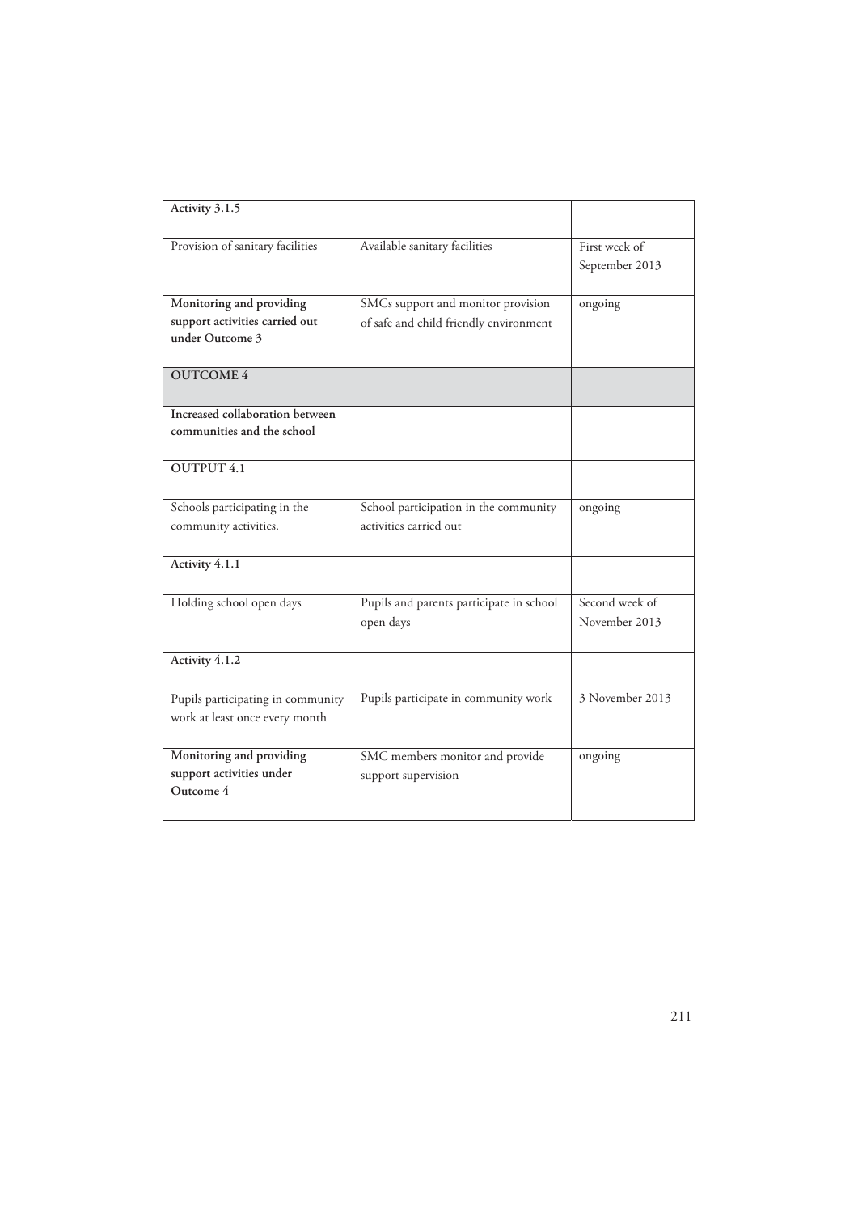| **Activity 3.1.5** | | |
|---|---|---|
| Provision of sanitary facilities | Available sanitary facilities | First week of September 2013 |
| **Monitoring and providing support activities carried out under Outcome 3** | SMCs support and monitor provision of safe and child friendly environment | ongoing |
| **OUTCOME 4** | | |
| **Increased collaboration between communities and the school** | | |
| **OUTPUT 4.1** | | |
| Schools participating in the community activities. | School participation in the community activities carried out | ongoing |
| **Activity 4.1.1** | | |
| Holding school open days | Pupils and parents participate in school open days | Second week of November 2013 |
| **Activity 4.1.2** | | |
| Pupils participating in community work at least once every month | Pupils participate in community work | 3 November 2013 |
| **Monitoring and providing support activities under Outcome 4** | SMC members monitor and provide support supervision | ongoing |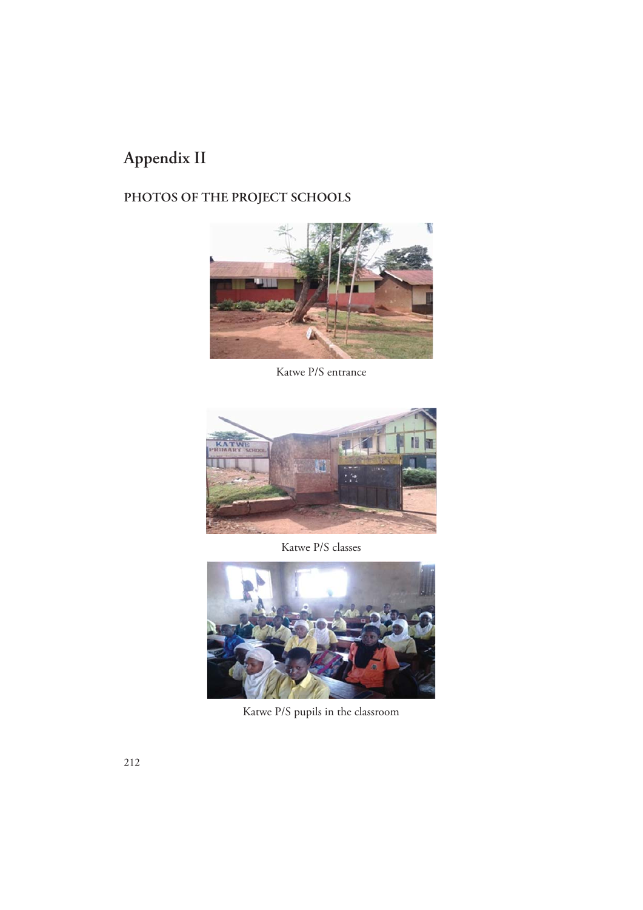# Appendix II

## PHOTOS OF THE PROJECT SCHOOLS

Katwe P/S entrance

Katwe P/S classes

Katwe P/S pupils in the classroom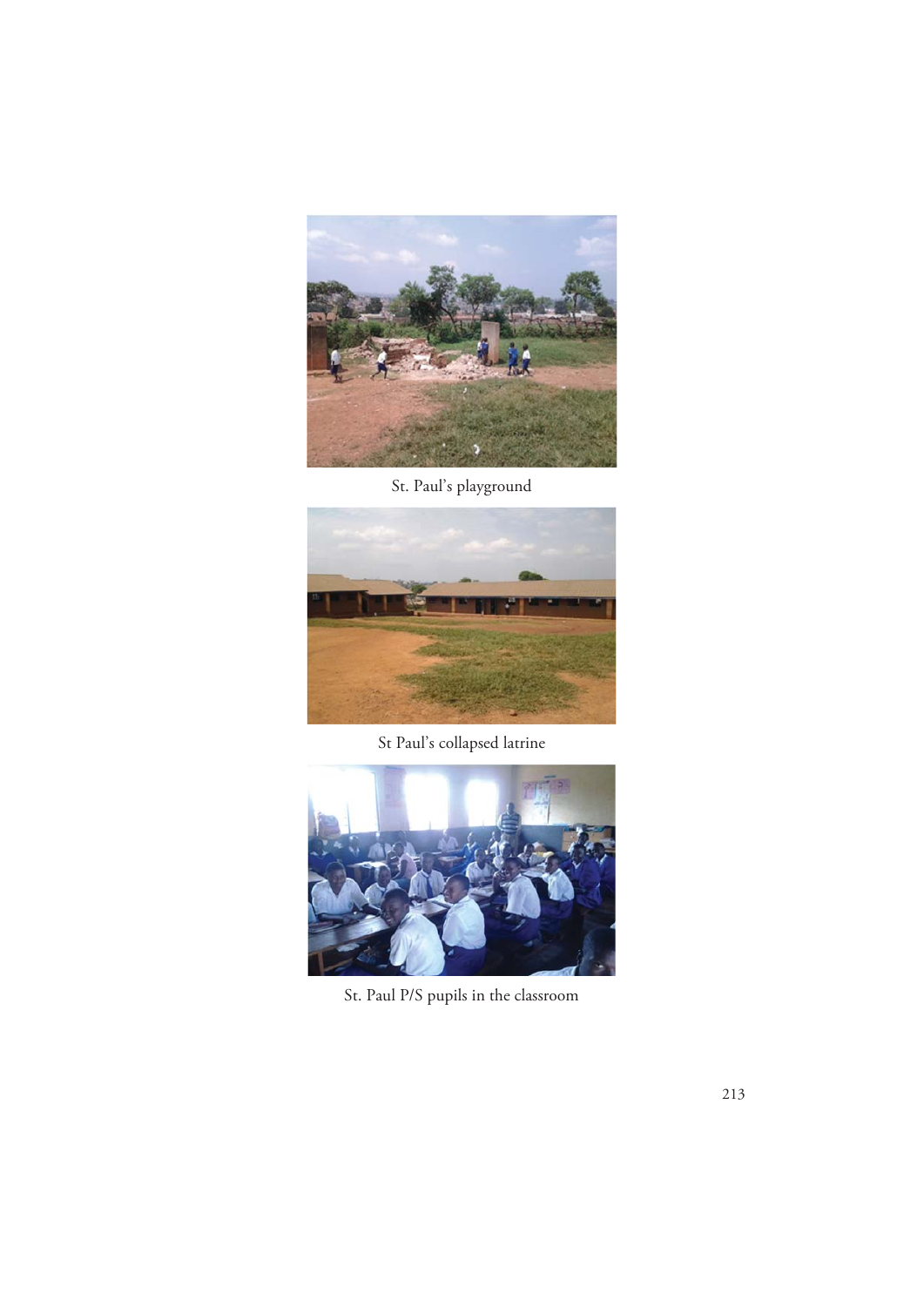St. Paul's playground

St Paul's collapsed latrine

St. Paul P/S pupils in the classroom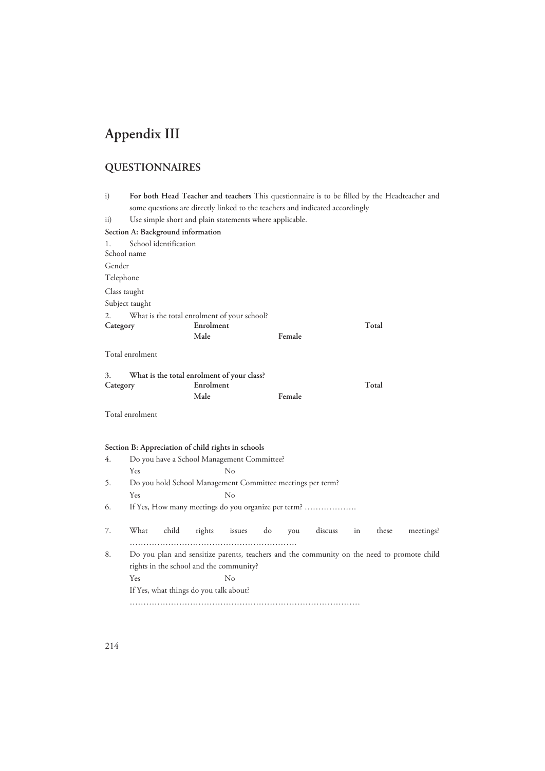# Appendix III

## QUESTIONNAIRES

i) **For both Head Teacher and teachers** This questionnaire is to be filled by the Headteacher and some questions are directly linked to the teachers and indicated accordingly

ii) Use simple short and plain statements where applicable.

**Section A: Background information**

1. School identification

School name

Gender

Telephone

Class taught

Subject taught

2. What is the total enrolment of your school?

| Category | Enrolment | | Total |
|---|---|---|---|
| | **Male** | **Female** | |
| Total enrolment | | | |

**3. What is the total enrolment of your class?**

| Category | Enrolment | | Total |
|---|---|---|---|
| | **Male** | **Female** | |
| Total enrolment | | | |

**Section B: Appreciation of child rights in schools**

4. Do you have a School Management Committee?

   Yes No

5. Do you hold School Management Committee meetings per term?

   Yes No

6. If Yes, How many meetings do you organize per term? ……………….

7. What child rights issues do you discuss in these meetings? …………………………………………………….

8. Do you plan and sensitize parents, teachers and the community on the need to promote child rights in the school and the community?

   Yes No

   If Yes, what things do you talk about?

   ………………………………………………………………………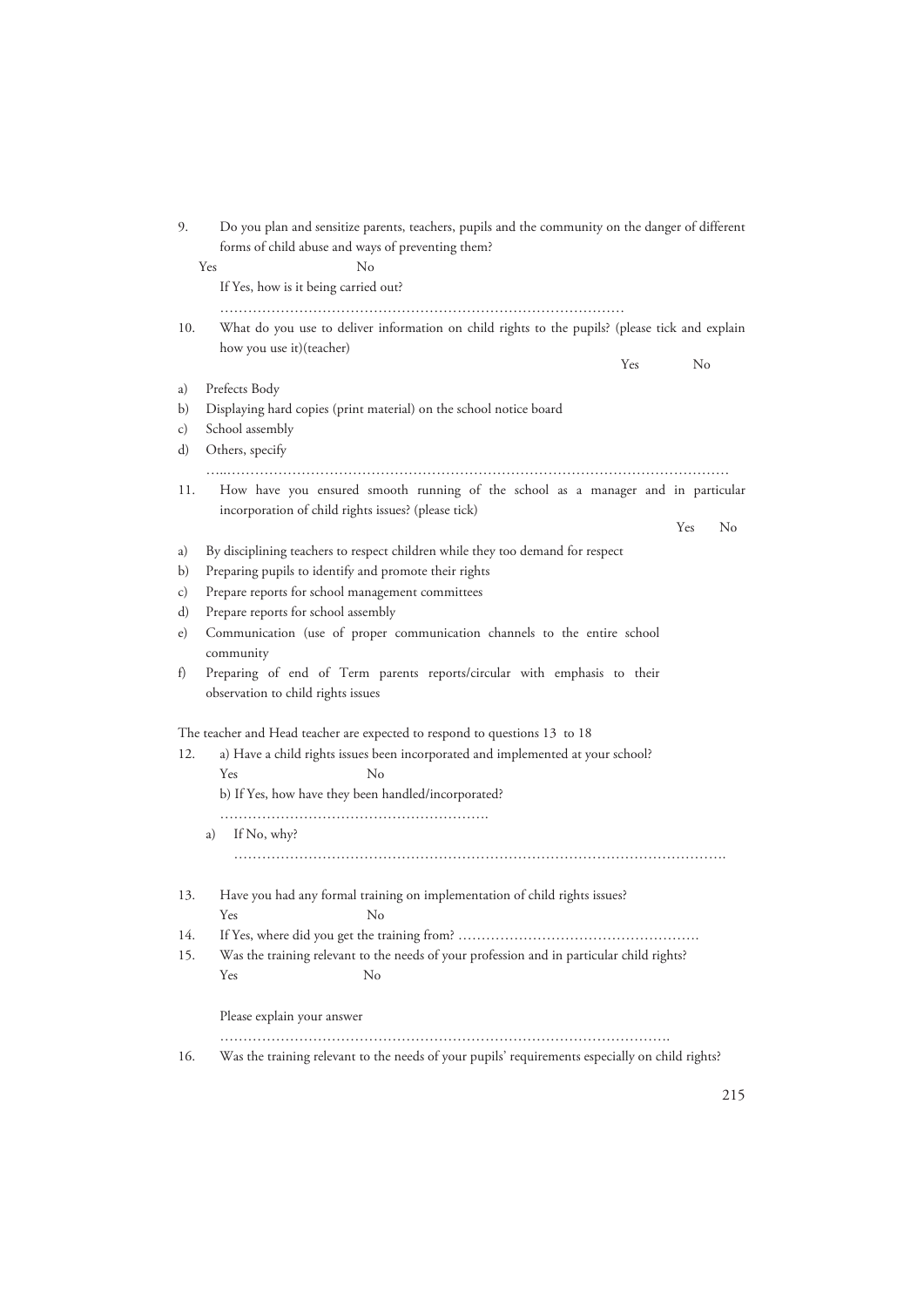9. Do you plan and sensitize parents, teachers, pupils and the community on the danger of different forms of child abuse and ways of preventing them?

   Yes                No

   If Yes, how is it being carried out?

   ……………………………………………………………………………

10. What do you use to deliver information on child rights to the pupils? (please tick and explain how you use it)(teacher)

|  |  | Yes | No |
|---|---|---|---|
| a) | Prefects Body |  |  |
| b) | Displaying hard copies (print material) on the school notice board |  |  |
| c) | School assembly |  |  |
| d) | Others, specify |  |  |

…..……………………………………………………………………………………………

11. How have you ensured smooth running of the school as a manager and in particular incorporation of child rights issues? (please tick)

|  |  | Yes | No |
|---|---|---|---|
| a) | By disciplining teachers to respect children while they too demand for respect |  |  |
| b) | Preparing pupils to identify and promote their rights |  |  |
| c) | Prepare reports for school management committees |  |  |
| d) | Prepare reports for school assembly |  |  |
| e) | Communication (use of proper communication channels to the entire school community |  |  |
| f) | Preparing of end of Term parents reports/circular with emphasis to their observation to child rights issues |  |  |

The teacher and Head teacher are expected to respond to questions 13 to 18

12. a) Have a child rights issues been incorporated and implemented at your school?

   Yes                No

   b) If Yes, how have they been handled/incorporated?

   ………………………………………………….

   a) If No, why?

   ……………………………………………………………………………………………….

13. Have you had any formal training on implementation of child rights issues?

   Yes                No

14. If Yes, where did you get the training from? ……………………………………………

15. Was the training relevant to the needs of your profession and in particular child rights?

   Yes                No

   Please explain your answer

   ……………………………………………………………………………………….

16. Was the training relevant to the needs of your pupils' requirements especially on child rights?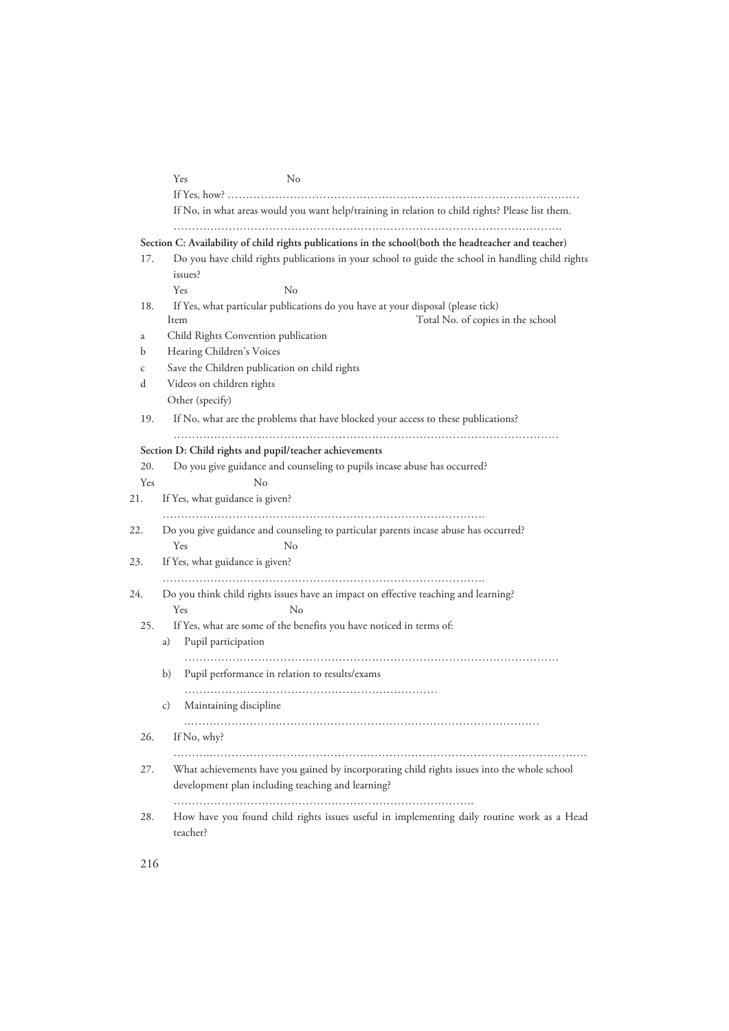Yes No

If Yes, how? ……………………………………………………………………………………

If No, in what areas would you want help/training in relation to child rights? Please list them.

……………………………………………………………………………………………….

**Section C: Availability of child rights publications in the school(both the headteacher and teacher)**

17. Do you have child rights publications in your school to guide the school in handling child rights issues?

    Yes No

18. If Yes, what particular publications do you have at your disposal (please tick)

| | Item | Total No. of copies in the school |
|---|---|---|
| a | Child Rights Convention publication | |
| b | Hearing Children's Voices | |
| c | Save the Children publication on child rights | |
| d | Videos on children rights | |
| | Other (specify) | |

19. If No, what are the problems that have blocked your access to these publications?

    ………………………………………………………………………………………………

**Section D: Child rights and pupil/teacher achievements**

20. Do you give guidance and counseling to pupils incase abuse has occurred?

    Yes No

21. If Yes, what guidance is given?

    …………………………………………………………………………….

22. Do you give guidance and counseling to particular parents incase abuse has occurred?

    Yes No

23. If Yes, what guidance is given?

    …………………………………………………………………………….

24. Do you think child rights issues have an impact on effective teaching and learning?

    Yes No

25. If Yes, what are some of the benefits you have noticed in terms of:

    a) Pupil participation

       ………………………………………………………………………………………

    b) Pupil performance in relation to results/exams

       ……………………………………………………………

    c) Maintaining discipline

       ……………………………………………………………………………………

26. If No, why?

    ……………………………………………………………………………………………….

27. What achievements have you gained by incorporating child rights issues into the whole school development plan including teaching and learning?

    ……………………………………………………………………….

28. How have you found child rights issues useful in implementing daily routine work as a Head teacher?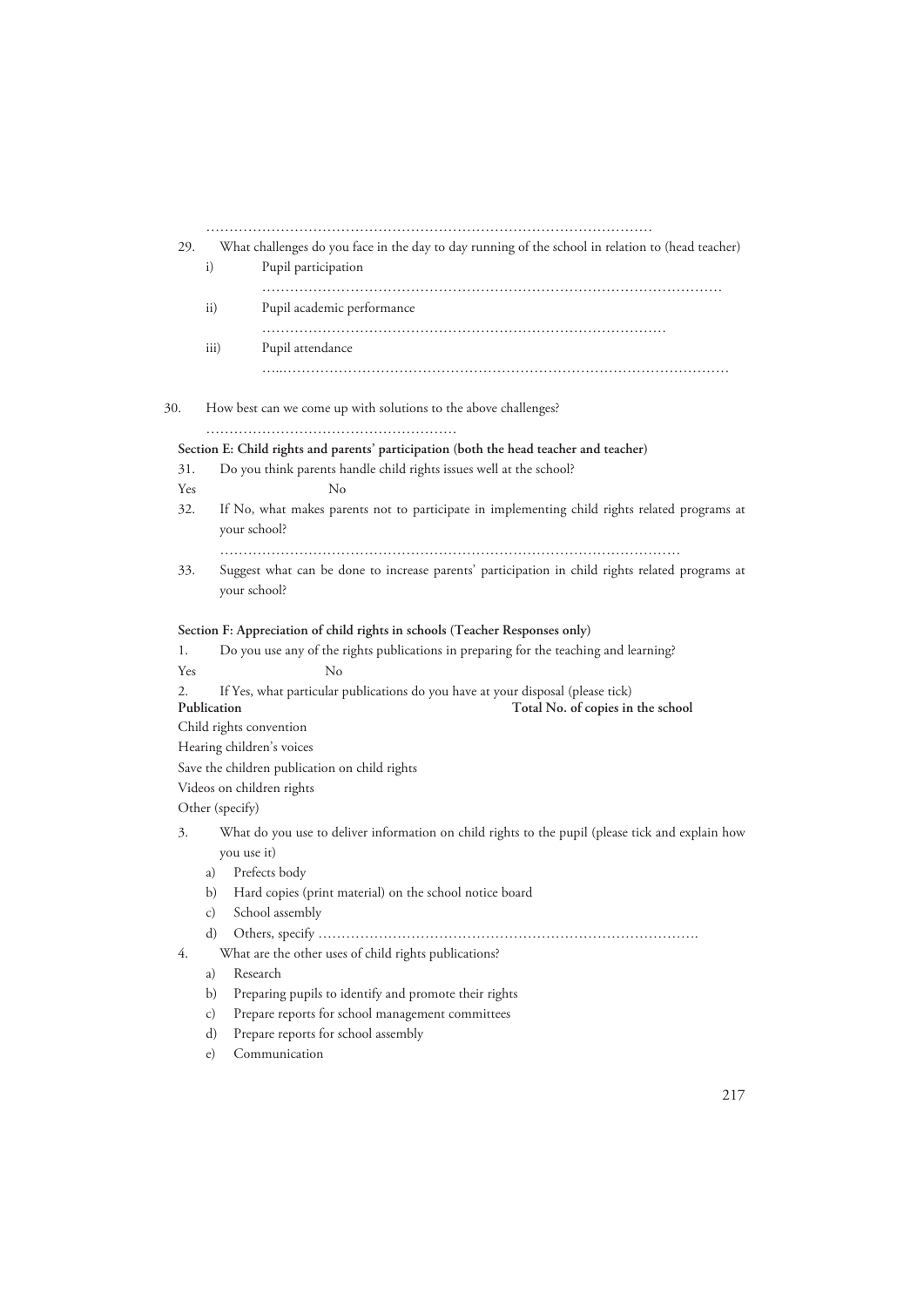…………………………………………………………………………………………

29. What challenges do you face in the day to day running of the school in relation to (head teacher)
    i) Pupil participation
       ………………………………………………………………………………………
    ii) Pupil academic performance
       ……………………………………………………………………………
    iii) Pupil attendance
       ….……………………………………………………………………………………

30. How best can we come up with solutions to the above challenges?
    ………………………………………………

**Section E: Child rights and parents' participation (both the head teacher and teacher)**

31. Do you think parents handle child rights issues well at the school?

Yes No

32. If No, what makes parents not to participate in implementing child rights related programs at your school?
    ………………………………………………………………………………………
33. Suggest what can be done to increase parents' participation in child rights related programs at your school?

**Section F: Appreciation of child rights in schools (Teacher Responses only)**

1. Do you use any of the rights publications in preparing for the teaching and learning?

Yes No

2. If Yes, what particular publications do you have at your disposal (please tick)

| Publication | Total No. of copies in the school |
|---|---|
| Child rights convention | |
| Hearing children's voices | |
| Save the children publication on child rights | |
| Videos on children rights | |
| Other (specify) | |

3. What do you use to deliver information on child rights to the pupil (please tick and explain how you use it)
   a) Prefects body
   b) Hard copies (print material) on the school notice board
   c) School assembly
   d) Others, specify …………………………………………………………………….
4. What are the other uses of child rights publications?
   a) Research
   b) Preparing pupils to identify and promote their rights
   c) Prepare reports for school management committees
   d) Prepare reports for school assembly
   e) Communication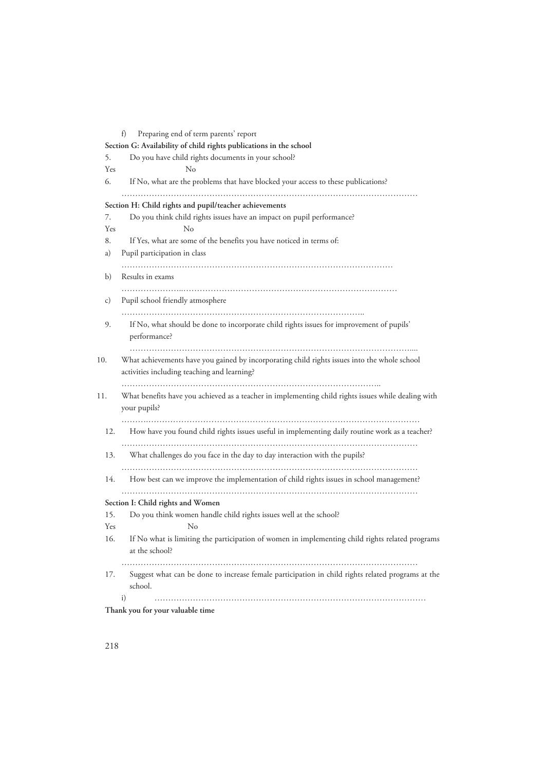f) Preparing end of term parents' report

**Section G: Availability of child rights publications in the school**

5. Do you have child rights documents in your school?

Yes No

6. If No, what are the problems that have blocked your access to these publications?

………………………………………………………………………………………………

**Section H: Child rights and pupil/teacher achievements**

7. Do you think child rights issues have an impact on pupil performance?

Yes No

8. If Yes, what are some of the benefits you have noticed in terms of:

a) Pupil participation in class

………………………………………………………………………………………

b) Results in exams

………………………………………………………………………………………

c) Pupil school friendly atmosphere

……………………………………………………………………………..

9. If No, what should be done to incorporate child rights issues for improvement of pupils' performance?

……………………………………………………………………………………………....

10. What achievements have you gained by incorporating child rights issues into the whole school activities including teaching and learning?

…………………………………………………………………………………..

11. What benefits have you achieved as a teacher in implementing child rights issues while dealing with your pupils?

………………………………………………………………………………………………

12. How have you found child rights issues useful in implementing daily routine work as a teacher?

………………………………………………………………………………………………

13. What challenges do you face in the day to day interaction with the pupils?

………………………………………………………………………………………………

14. How best can we improve the implementation of child rights issues in school management?

………………………………………………………………………………………………

**Section I: Child rights and Women**

15. Do you think women handle child rights issues well at the school?

Yes No

16. If No what is limiting the participation of women in implementing child rights related programs at the school?

………………………………………………………………………………………………

17. Suggest what can be done to increase female participation in child rights related programs at the school.

i) ………………………………………………………………………………………

**Thank you for your valuable time**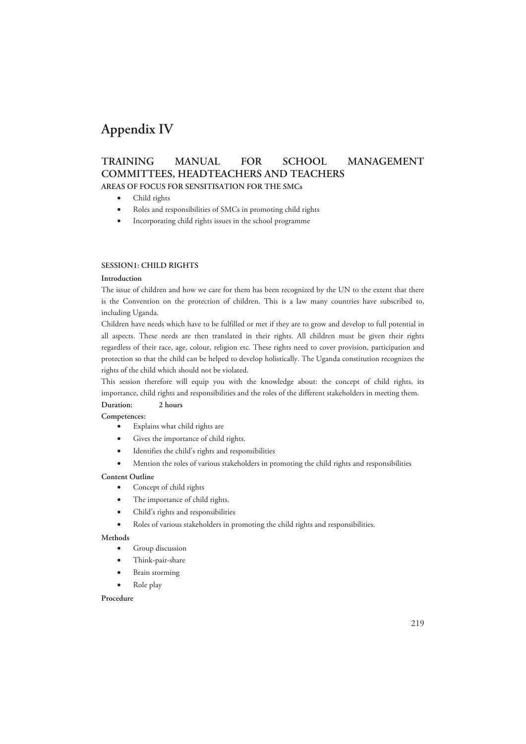# Appendix IV

## TRAINING MANUAL FOR SCHOOL MANAGEMENT COMMITTEES, HEADTEACHERS AND TEACHERS

**AREAS OF FOCUS FOR SENSITISATION FOR THE SMCs**

- Child rights
- Roles and responsibilities of SMCs in promoting child rights
- Incorporating child rights issues in the school programme

### SESSION1: CHILD RIGHTS

**Introduction**

The issue of children and how we care for them has been recognized by the UN to the extent that there is the Convention on the protection of children. This is a law many countries have subscribed to, including Uganda.

Children have needs which have to be fulfilled or met if they are to grow and develop to full potential in all aspects. These needs are then translated in their rights. All children must be given their rights regardless of their race, age, colour, religion etc. These rights need to cover provision, participation and protection so that the child can be helped to develop holistically. The Uganda constitution recognizes the rights of the child which should not be violated.

This session therefore will equip you with the knowledge about: the concept of child rights, its importance, child rights and responsibilities and the roles of the different stakeholders in meeting them.

**Duration: 2 hours**

**Competences:**

- Explains what child rights are
- Gives the importance of child rights.
- Identifies the child's rights and responsibilities
- Mention the roles of various stakeholders in promoting the child rights and responsibilities

**Content Outline**

- Concept of child rights
- The importance of child rights.
- Child's rights and responsibilities
- Roles of various stakeholders in promoting the child rights and responsibilities.

**Methods**

- Group discussion
- Think-pair-share
- Brain storming
- Role play

**Procedure**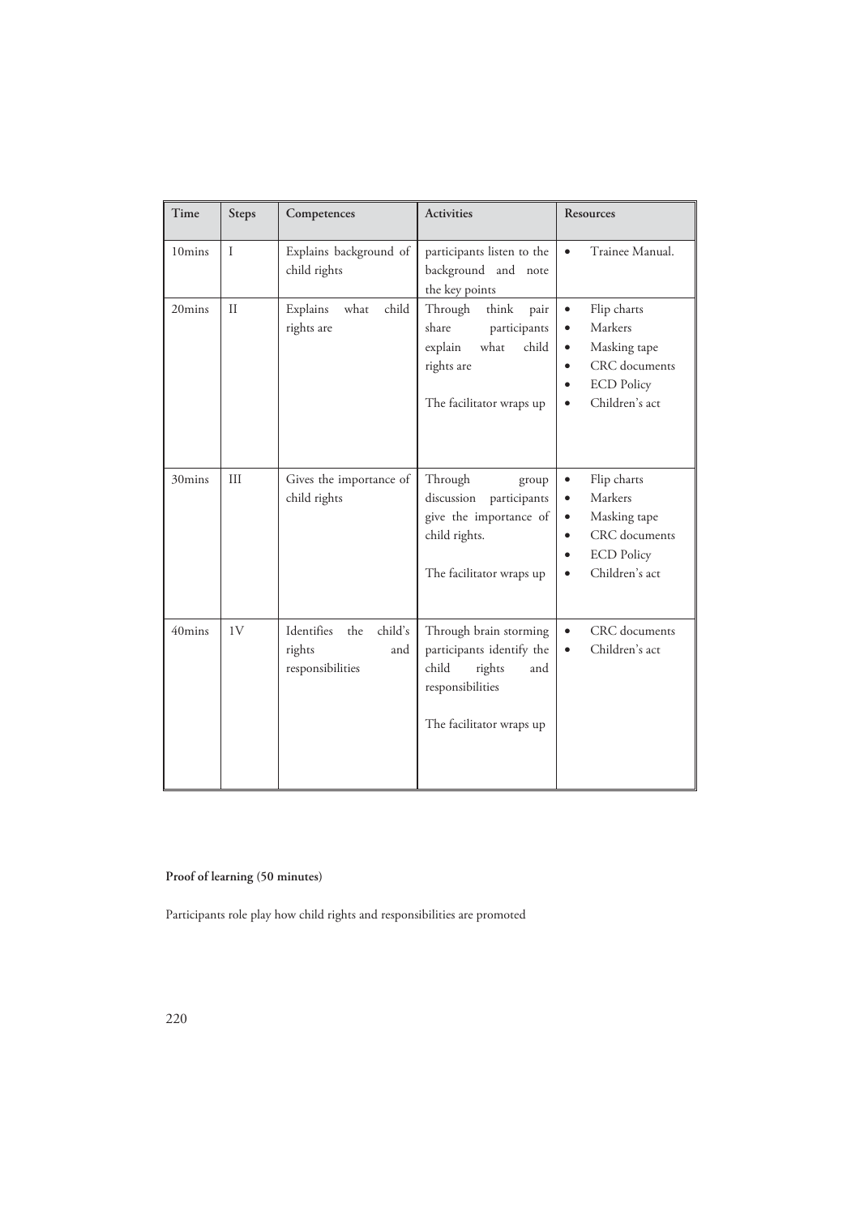| Time | Steps | Competences | Activities | Resources |
|---|---|---|---|---|
| 10mins | I | Explains background of child rights | participants listen to the background and note the key points | • Trainee Manual. |
| 20mins | II | Explains what child rights are | Through think pair share participants explain what child rights are<br><br>The facilitator wraps up | • Flip charts<br>• Markers<br>• Masking tape<br>• CRC documents<br>• ECD Policy<br>• Children's act |
| 30mins | III | Gives the importance of child rights | Through group discussion participants give the importance of child rights.<br><br>The facilitator wraps up | • Flip charts<br>• Markers<br>• Masking tape<br>• CRC documents<br>• ECD Policy<br>• Children's act |
| 40mins | 1V | Identifies the child's rights and responsibilities | Through brain storming participants identify the child rights and responsibilities<br><br>The facilitator wraps up | • CRC documents<br>• Children's act |

**Proof of learning (50 minutes)**

Participants role play how child rights and responsibilities are promoted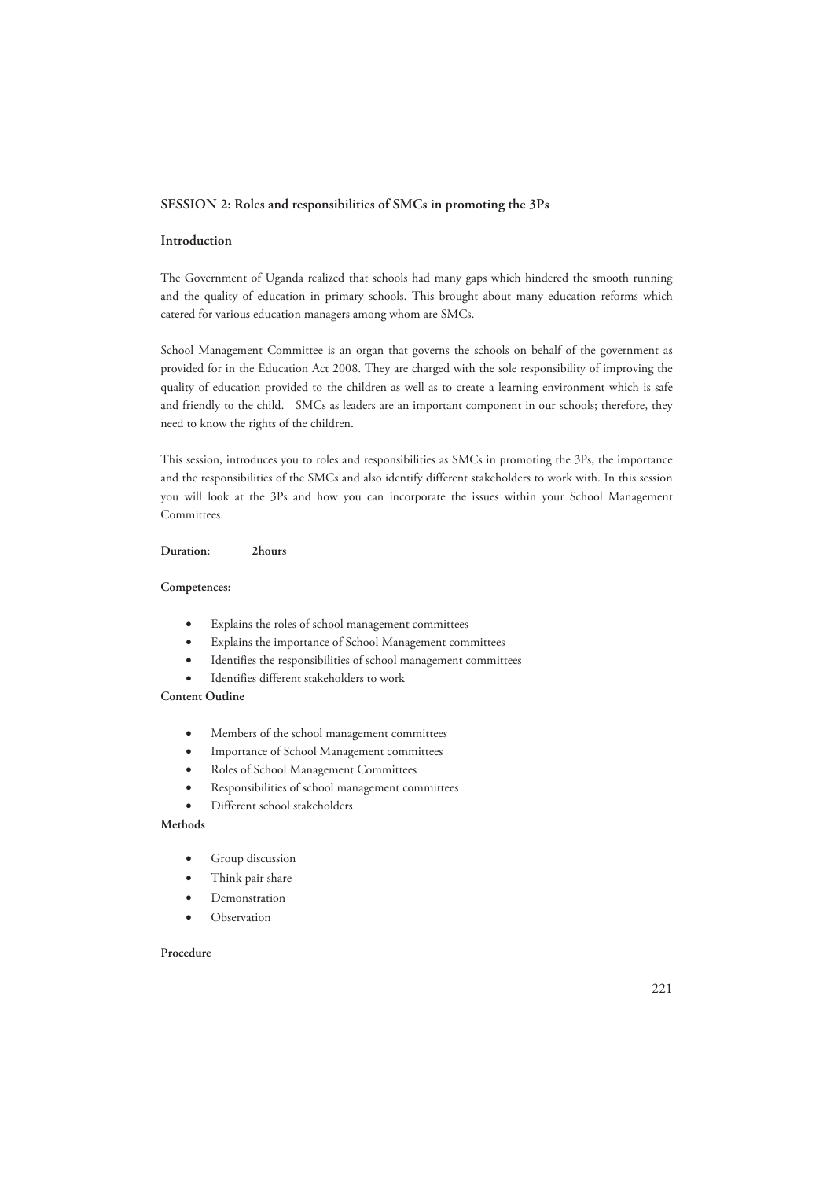## SESSION 2: Roles and responsibilities of SMCs in promoting the 3Ps

### Introduction

The Government of Uganda realized that schools had many gaps which hindered the smooth running and the quality of education in primary schools. This brought about many education reforms which catered for various education managers among whom are SMCs.

School Management Committee is an organ that governs the schools on behalf of the government as provided for in the Education Act 2008. They are charged with the sole responsibility of improving the quality of education provided to the children as well as to create a learning environment which is safe and friendly to the child. SMCs as leaders are an important component in our schools; therefore, they need to know the rights of the children.

This session, introduces you to roles and responsibilities as SMCs in promoting the 3Ps, the importance and the responsibilities of the SMCs and also identify different stakeholders to work with. In this session you will look at the 3Ps and how you can incorporate the issues within your School Management Committees.

**Duration:** 2hours

**Competences:**

- Explains the roles of school management committees
- Explains the importance of School Management committees
- Identifies the responsibilities of school management committees
- Identifies different stakeholders to work

**Content Outline**

- Members of the school management committees
- Importance of School Management committees
- Roles of School Management Committees
- Responsibilities of school management committees
- Different school stakeholders

**Methods**

- Group discussion
- Think pair share
- Demonstration
- Observation

**Procedure**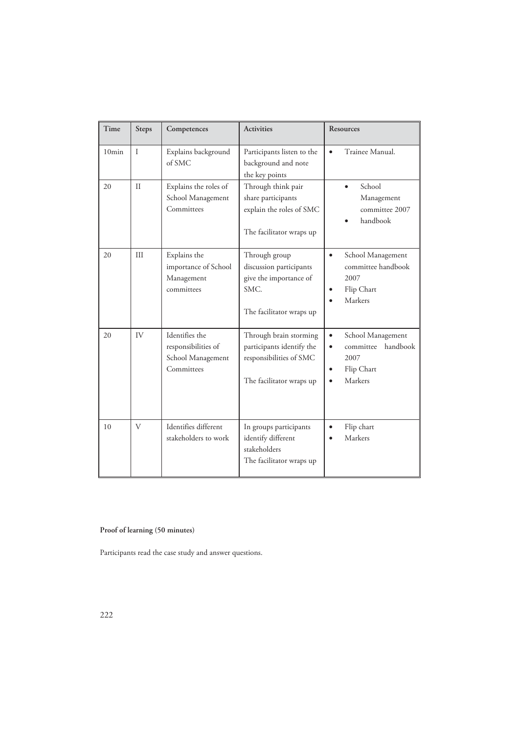| Time | Steps | Competences | Activities | Resources |
|---|---|---|---|---|
| 10min | I | Explains background of SMC | Participants listen to the background and note the key points | • Trainee Manual. |
| 20 | II | Explains the roles of School Management Committees | Through think pair share participants explain the roles of SMC<br><br>The facilitator wraps up | • School Management committee 2007<br>• handbook |
| 20 | III | Explains the importance of School Management committees | Through group discussion participants give the importance of SMC.<br><br>The facilitator wraps up | • School Management committee handbook 2007<br>• Flip Chart<br>• Markers |
| 20 | IV | Identifies the responsibilities of School Management Committees | Through brain storming participants identify the responsibilities of SMC<br><br>The facilitator wraps up | • School Management<br>• committee handbook 2007<br>• Flip Chart<br>• Markers |
| 10 | V | Identifies different stakeholders to work | In groups participants identify different stakeholders<br>The facilitator wraps up | • Flip chart<br>• Markers |

**Proof of learning (50 minutes)**

Participants read the case study and answer questions.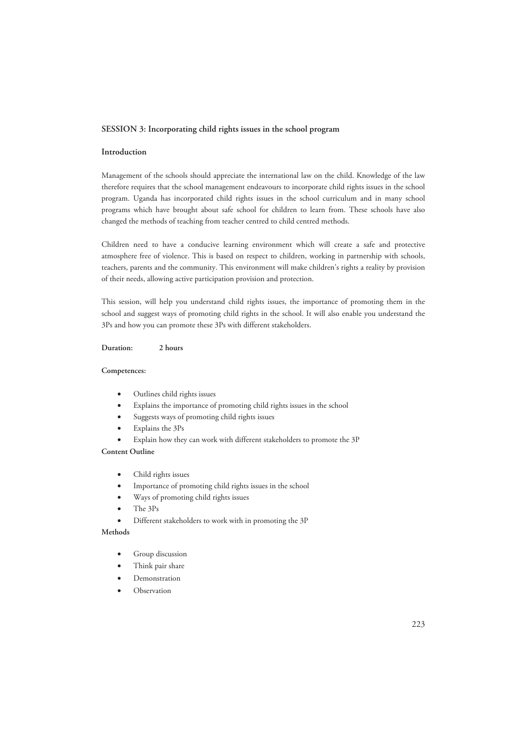## SESSION 3: Incorporating child rights issues in the school program

### Introduction

Management of the schools should appreciate the international law on the child. Knowledge of the law therefore requires that the school management endeavours to incorporate child rights issues in the school program. Uganda has incorporated child rights issues in the school curriculum and in many school programs which have brought about safe school for children to learn from. These schools have also changed the methods of teaching from teacher centred to child centred methods.

Children need to have a conducive learning environment which will create a safe and protective atmosphere free of violence. This is based on respect to children, working in partnership with schools, teachers, parents and the community. This environment will make children's rights a reality by provision of their needs, allowing active participation provision and protection.

This session, will help you understand child rights issues, the importance of promoting them in the school and suggest ways of promoting child rights in the school. It will also enable you understand the 3Ps and how you can promote these 3Ps with different stakeholders.

**Duration:** **2 hours**

**Competences:**

- Outlines child rights issues
- Explains the importance of promoting child rights issues in the school
- Suggests ways of promoting child rights issues
- Explains the 3Ps
- Explain how they can work with different stakeholders to promote the 3P

**Content Outline**

- Child rights issues
- Importance of promoting child rights issues in the school
- Ways of promoting child rights issues
- The 3Ps
- Different stakeholders to work with in promoting the 3P

**Methods**

- Group discussion
- Think pair share
- Demonstration
- Observation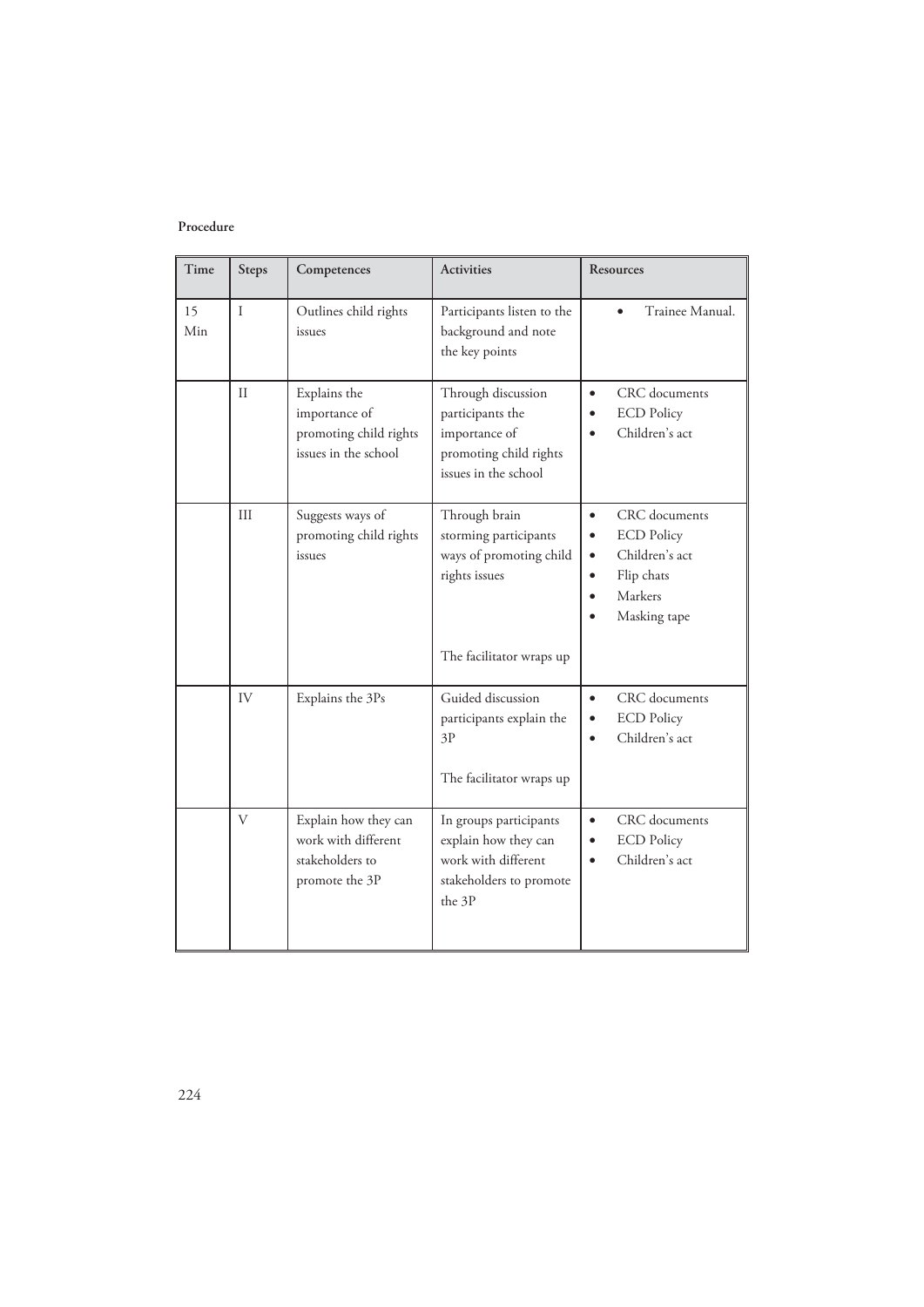**Procedure**

| Time | Steps | Competences | Activities | Resources |
|---|---|---|---|---|
| 15 Min | I | Outlines child rights issues | Participants listen to the background and note the key points | • Trainee Manual. |
| | II | Explains the importance of promoting child rights issues in the school | Through discussion participants the importance of promoting child rights issues in the school | • CRC documents<br>• ECD Policy<br>• Children's act |
| | III | Suggests ways of promoting child rights issues | Through brain storming participants ways of promoting child rights issues<br><br>The facilitator wraps up | • CRC documents<br>• ECD Policy<br>• Children's act<br>• Flip chats<br>• Markers<br>• Masking tape |
| | IV | Explains the 3Ps | Guided discussion participants explain the 3P<br><br>The facilitator wraps up | • CRC documents<br>• ECD Policy<br>• Children's act |
| | V | Explain how they can work with different stakeholders to promote the 3P | In groups participants explain how they can work with different stakeholders to promote the 3P | • CRC documents<br>• ECD Policy<br>• Children's act |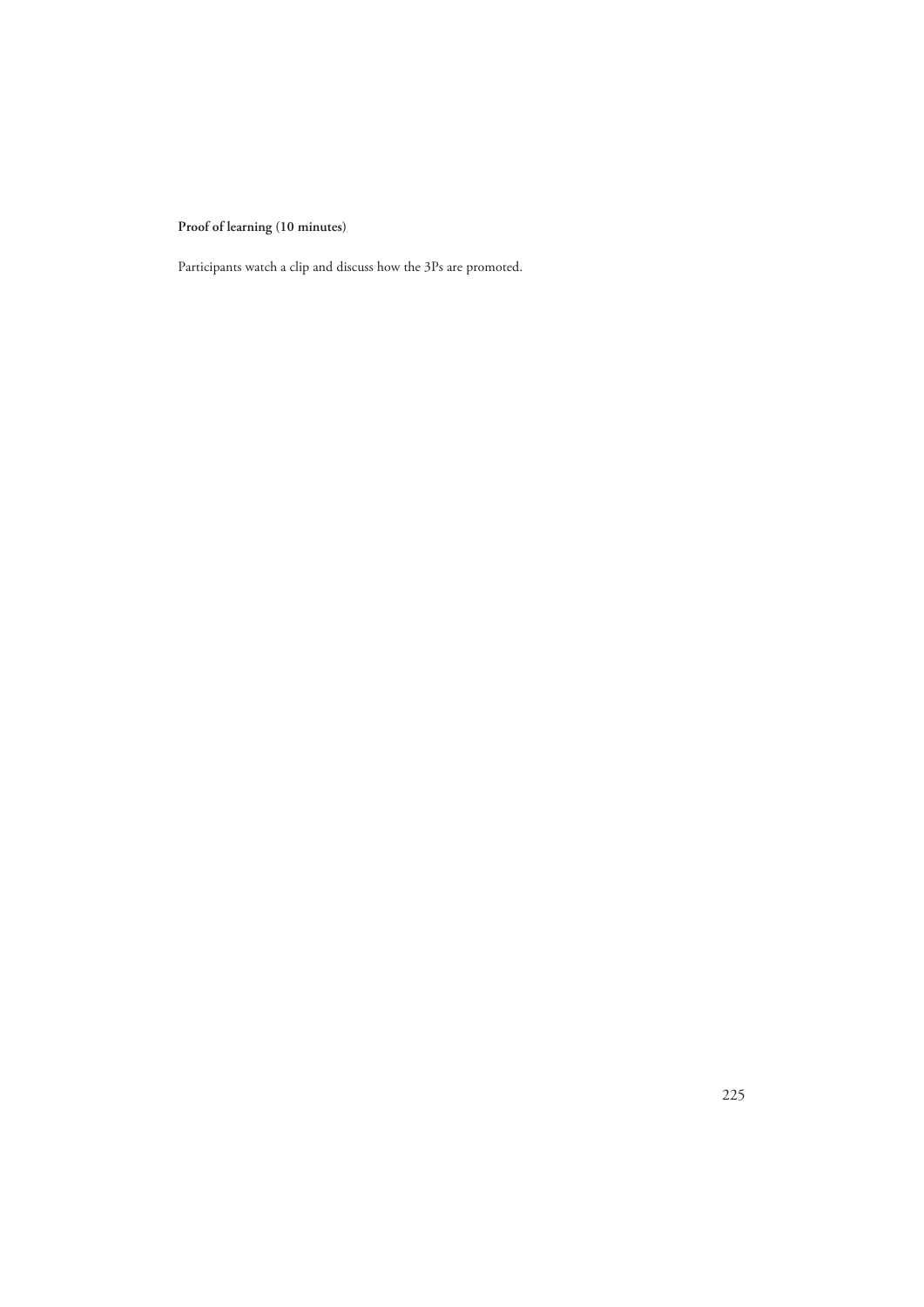**Proof of learning (10 minutes)**

Participants watch a clip and discuss how the 3Ps are promoted.